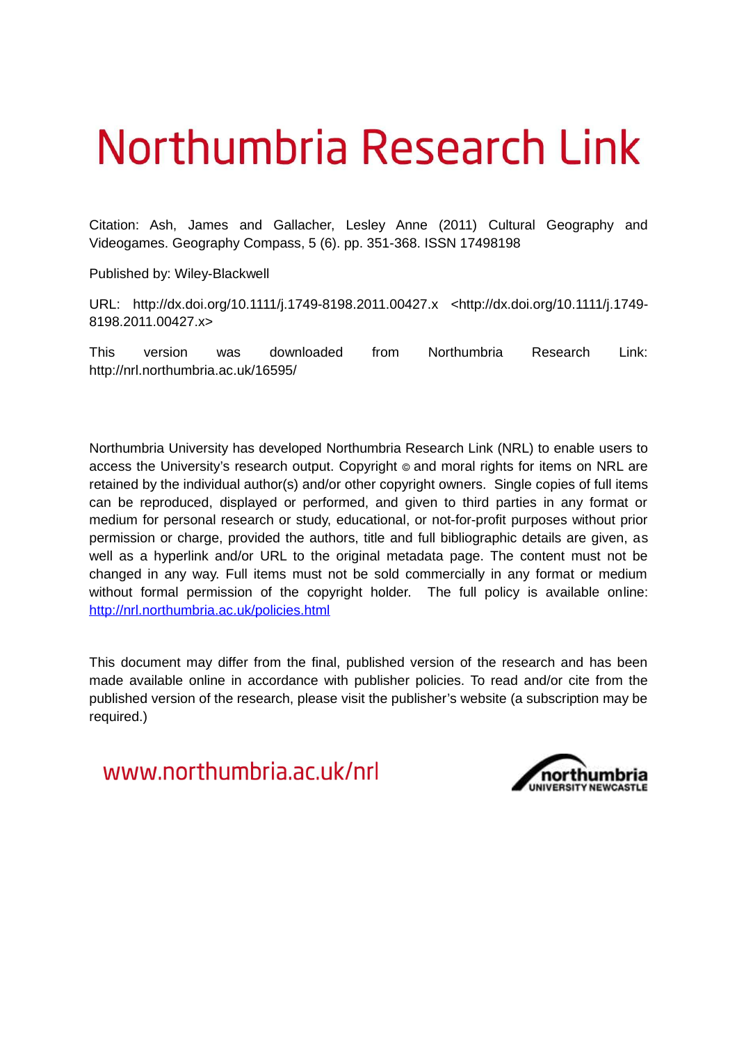# Northumbria Research Link

Citation: Ash, James and Gallacher, Lesley Anne (2011) Cultural Geography and Videogames. Geography Compass, 5 (6). pp. 351-368. ISSN 17498198

Published by: Wiley-Blackwell

URL: http://dx.doi.org/10.1111/j.1749-8198.2011.00427.x <http://dx.doi.org/10.1111/j.1749-8198.2011.00427.x>

This version was downloaded from Northumbria Research Link: http://nrl.northumbria.ac.uk/16595/

Northumbria University has developed Northumbria Research Link (NRL) to enable users to access the University's research output. Copyright © and moral rights for items on NRL are retained by the individual author(s) and/or other copyright owners. Single copies of full items can be reproduced, displayed or performed, and given to third parties in any format or medium for personal research or study, educational, or not-for-profit purposes without prior permission or charge, provided the authors, title and full bibliographic details are given, as well as a hyperlink and/or URL to the original metadata page. The content must not be changed in any way. Full items must not be sold commercially in any format or medium without formal permission of the copyright holder. The full policy is available online: http://nrl.northumbria.ac.uk/policies.html

This document may differ from the final, published version of the research and has been made available online in accordance with publisher policies. To read and/or cite from the published version of the research, please visit the publisher's website (a subscription may be required.)

www.northumbria.ac.uk/nrl

northumbria UNIVERSITY NEWCASTLE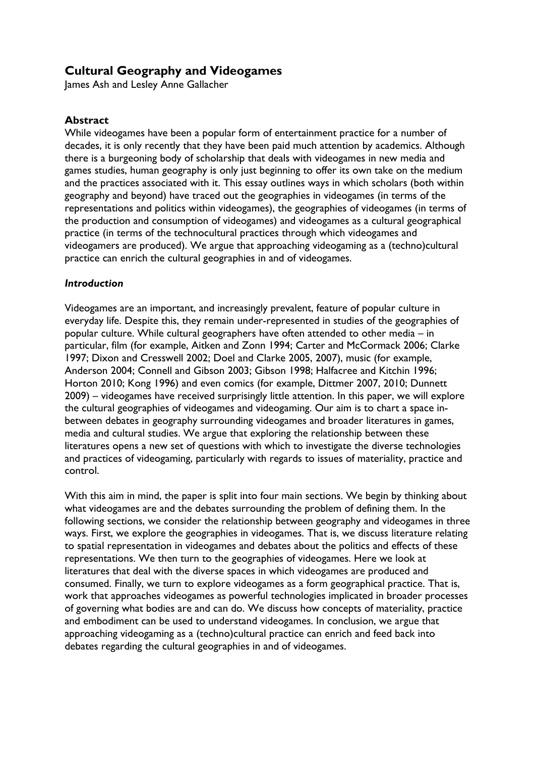# Cultural Geography and Videogames

James Ash and Lesley Anne Gallacher

## Abstract

While videogames have been a popular form of entertainment practice for a number of decades, it is only recently that they have been paid much attention by academics. Although there is a burgeoning body of scholarship that deals with videogames in new media and games studies, human geography is only just beginning to offer its own take on the medium and the practices associated with it. This essay outlines ways in which scholars (both within geography and beyond) have traced out the geographies in videogames (in terms of the representations and politics within videogames), the geographies of videogames (in terms of the production and consumption of videogames) and videogames as a cultural geographical practice (in terms of the technocultural practices through which videogames and videogamers are produced). We argue that approaching videogaming as a (techno)cultural practice can enrich the cultural geographies in and of videogames.

## *Introduction*

Videogames are an important, and increasingly prevalent, feature of popular culture in everyday life. Despite this, they remain under-represented in studies of the geographies of popular culture. While cultural geographers have often attended to other media – in particular, film (for example, Aitken and Zonn 1994; Carter and McCormack 2006; Clarke 1997; Dixon and Cresswell 2002; Doel and Clarke 2005, 2007), music (for example, Anderson 2004; Connell and Gibson 2003; Gibson 1998; Halfacree and Kitchin 1996; Horton 2010; Kong 1996) and even comics (for example, Dittmer 2007, 2010; Dunnett 2009) – videogames have received surprisingly little attention. In this paper, we will explore the cultural geographies of videogames and videogaming. Our aim is to chart a space in-between debates in geography surrounding videogames and broader literatures in games, media and cultural studies. We argue that exploring the relationship between these literatures opens a new set of questions with which to investigate the diverse technologies and practices of videogaming, particularly with regards to issues of materiality, practice and control.

With this aim in mind, the paper is split into four main sections. We begin by thinking about what videogames are and the debates surrounding the problem of defining them. In the following sections, we consider the relationship between geography and videogames in three ways. First, we explore the geographies in videogames. That is, we discuss literature relating to spatial representation in videogames and debates about the politics and effects of these representations. We then turn to the geographies of videogames. Here we look at literatures that deal with the diverse spaces in which videogames are produced and consumed. Finally, we turn to explore videogames as a form geographical practice. That is, work that approaches videogames as powerful technologies implicated in broader processes of governing what bodies are and can do. We discuss how concepts of materiality, practice and embodiment can be used to understand videogames. In conclusion, we argue that approaching videogaming as a (techno)cultural practice can enrich and feed back into debates regarding the cultural geographies in and of videogames.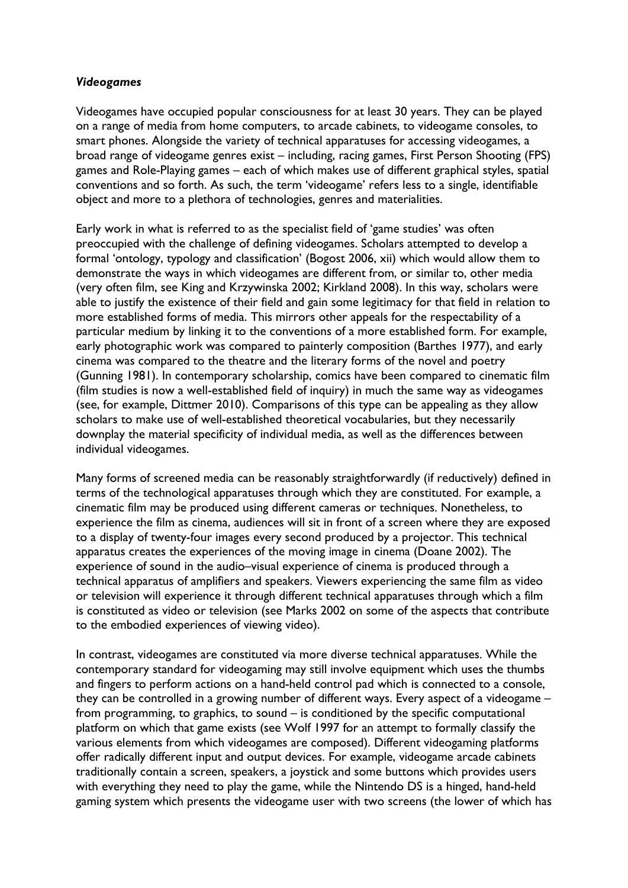### *Videogames*

Videogames have occupied popular consciousness for at least 30 years. They can be played on a range of media from home computers, to arcade cabinets, to videogame consoles, to smart phones. Alongside the variety of technical apparatuses for accessing videogames, a broad range of videogame genres exist – including, racing games, First Person Shooting (FPS) games and Role-Playing games – each of which makes use of different graphical styles, spatial conventions and so forth. As such, the term 'videogame' refers less to a single, identifiable object and more to a plethora of technologies, genres and materialities.

Early work in what is referred to as the specialist field of 'game studies' was often preoccupied with the challenge of defining videogames. Scholars attempted to develop a formal 'ontology, typology and classification' (Bogost 2006, xii) which would allow them to demonstrate the ways in which videogames are different from, or similar to, other media (very often film, see King and Krzywinska 2002; Kirkland 2008). In this way, scholars were able to justify the existence of their field and gain some legitimacy for that field in relation to more established forms of media. This mirrors other appeals for the respectability of a particular medium by linking it to the conventions of a more established form. For example, early photographic work was compared to painterly composition (Barthes 1977), and early cinema was compared to the theatre and the literary forms of the novel and poetry (Gunning 1981). In contemporary scholarship, comics have been compared to cinematic film (film studies is now a well-established field of inquiry) in much the same way as videogames (see, for example, Dittmer 2010). Comparisons of this type can be appealing as they allow scholars to make use of well-established theoretical vocabularies, but they necessarily downplay the material specificity of individual media, as well as the differences between individual videogames.

Many forms of screened media can be reasonably straightforwardly (if reductively) defined in terms of the technological apparatuses through which they are constituted. For example, a cinematic film may be produced using different cameras or techniques. Nonetheless, to experience the film as cinema, audiences will sit in front of a screen where they are exposed to a display of twenty-four images every second produced by a projector. This technical apparatus creates the experiences of the moving image in cinema (Doane 2002). The experience of sound in the audio–visual experience of cinema is produced through a technical apparatus of amplifiers and speakers. Viewers experiencing the same film as video or television will experience it through different technical apparatuses through which a film is constituted as video or television (see Marks 2002 on some of the aspects that contribute to the embodied experiences of viewing video).

In contrast, videogames are constituted via more diverse technical apparatuses. While the contemporary standard for videogaming may still involve equipment which uses the thumbs and fingers to perform actions on a hand-held control pad which is connected to a console, they can be controlled in a growing number of different ways. Every aspect of a videogame – from programming, to graphics, to sound – is conditioned by the specific computational platform on which that game exists (see Wolf 1997 for an attempt to formally classify the various elements from which videogames are composed). Different videogaming platforms offer radically different input and output devices. For example, videogame arcade cabinets traditionally contain a screen, speakers, a joystick and some buttons which provides users with everything they need to play the game, while the Nintendo DS is a hinged, hand-held gaming system which presents the videogame user with two screens (the lower of which has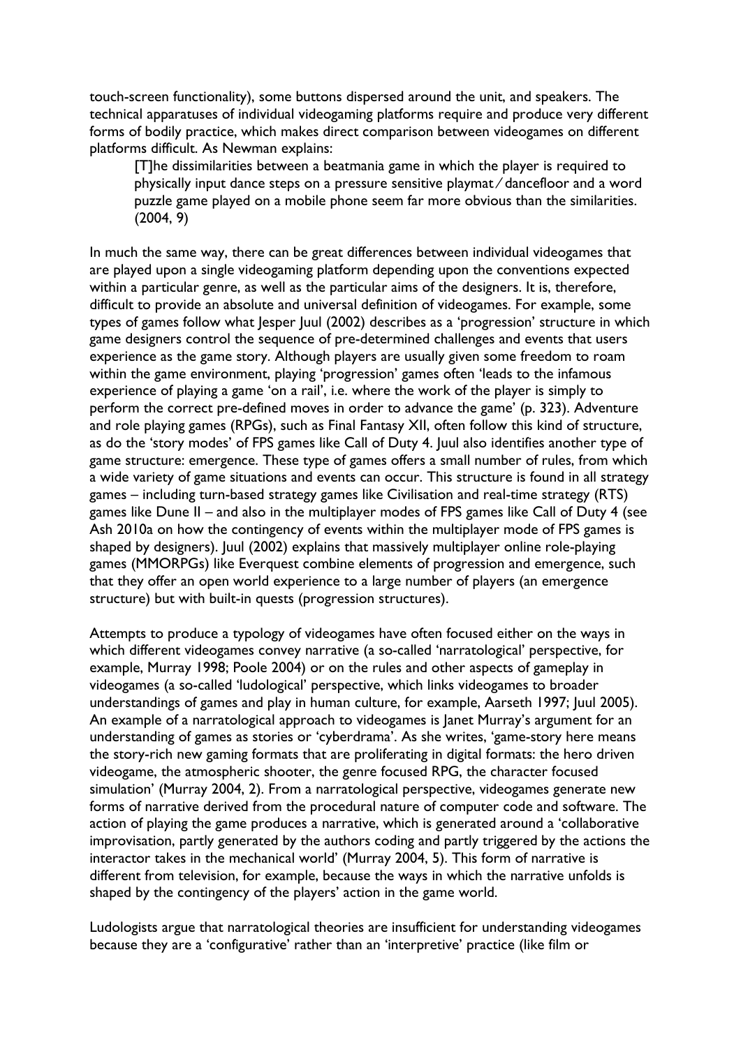touch-screen functionality), some buttons dispersed around the unit, and speakers. The technical apparatuses of individual videogaming platforms require and produce very different forms of bodily practice, which makes direct comparison between videogames on different platforms difficult. As Newman explains:

> [T]he dissimilarities between a beatmania game in which the player is required to physically input dance steps on a pressure sensitive playmat / dancefloor and a word puzzle game played on a mobile phone seem far more obvious than the similarities. (2004, 9)

In much the same way, there can be great differences between individual videogames that are played upon a single videogaming platform depending upon the conventions expected within a particular genre, as well as the particular aims of the designers. It is, therefore, difficult to provide an absolute and universal definition of videogames. For example, some types of games follow what Jesper Juul (2002) describes as a 'progression' structure in which game designers control the sequence of pre-determined challenges and events that users experience as the game story. Although players are usually given some freedom to roam within the game environment, playing 'progression' games often 'leads to the infamous experience of playing a game 'on a rail', i.e. where the work of the player is simply to perform the correct pre-defined moves in order to advance the game' (p. 323). Adventure and role playing games (RPGs), such as Final Fantasy XII, often follow this kind of structure, as do the 'story modes' of FPS games like Call of Duty 4. Juul also identifies another type of game structure: emergence. These type of games offers a small number of rules, from which a wide variety of game situations and events can occur. This structure is found in all strategy games – including turn-based strategy games like Civilisation and real-time strategy (RTS) games like Dune II – and also in the multiplayer modes of FPS games like Call of Duty 4 (see Ash 2010a on how the contingency of events within the multiplayer mode of FPS games is shaped by designers). Juul (2002) explains that massively multiplayer online role-playing games (MMORPGs) like Everquest combine elements of progression and emergence, such that they offer an open world experience to a large number of players (an emergence structure) but with built-in quests (progression structures).

Attempts to produce a typology of videogames have often focused either on the ways in which different videogames convey narrative (a so-called 'narratological' perspective, for example, Murray 1998; Poole 2004) or on the rules and other aspects of gameplay in videogames (a so-called 'ludological' perspective, which links videogames to broader understandings of games and play in human culture, for example, Aarseth 1997; Juul 2005). An example of a narratological approach to videogames is Janet Murray's argument for an understanding of games as stories or 'cyberdrama'. As she writes, 'game-story here means the story-rich new gaming formats that are proliferating in digital formats: the hero driven videogame, the atmospheric shooter, the genre focused RPG, the character focused simulation' (Murray 2004, 2). From a narratological perspective, videogames generate new forms of narrative derived from the procedural nature of computer code and software. The action of playing the game produces a narrative, which is generated around a 'collaborative improvisation, partly generated by the authors coding and partly triggered by the actions the interactor takes in the mechanical world' (Murray 2004, 5). This form of narrative is different from television, for example, because the ways in which the narrative unfolds is shaped by the contingency of the players' action in the game world.

Ludologists argue that narratological theories are insufficient for understanding videogames because they are a 'configurative' rather than an 'interpretive' practice (like film or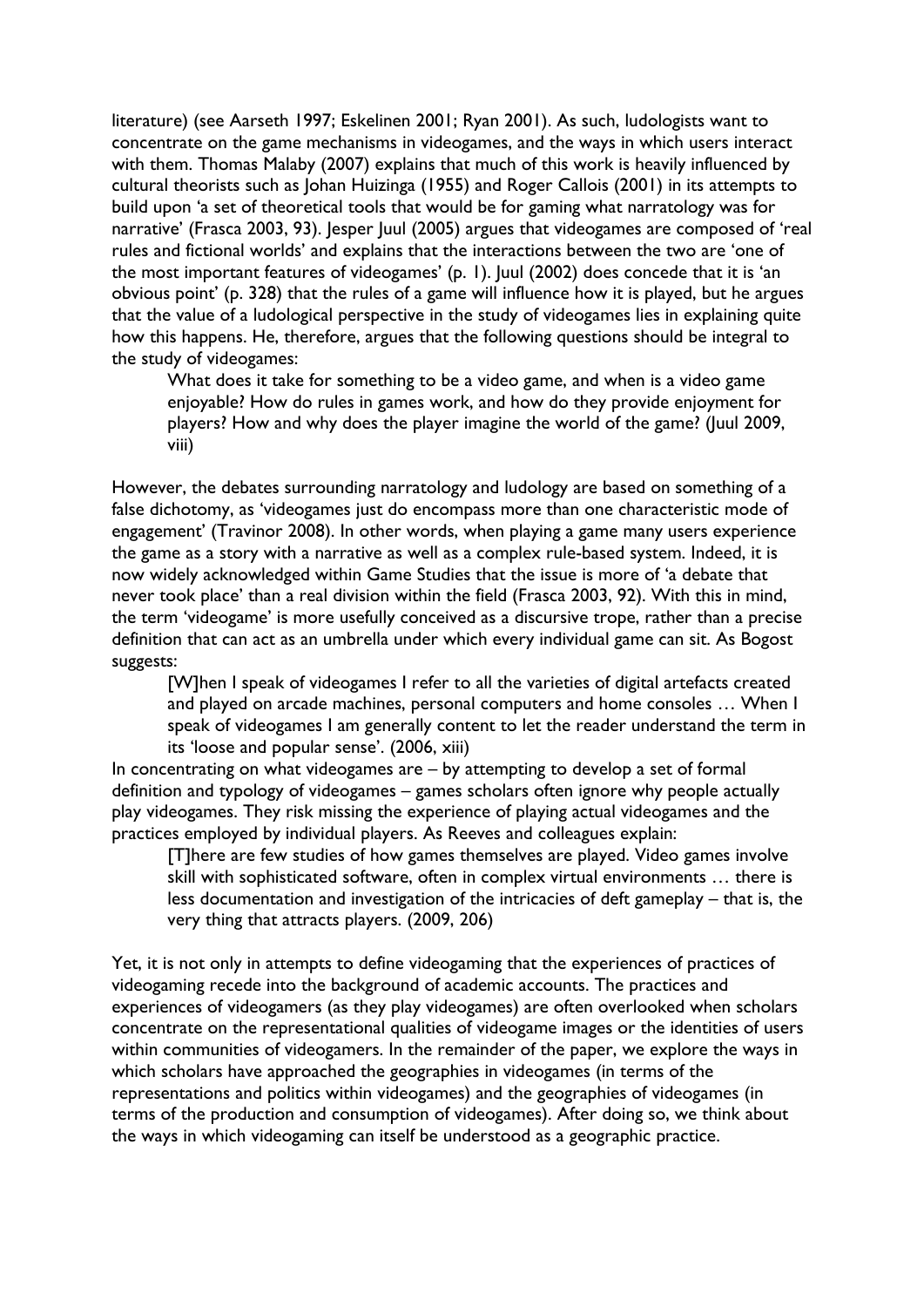literature) (see Aarseth 1997; Eskelinen 2001; Ryan 2001). As such, ludologists want to concentrate on the game mechanisms in videogames, and the ways in which users interact with them. Thomas Malaby (2007) explains that much of this work is heavily influenced by cultural theorists such as Johan Huizinga (1955) and Roger Callois (2001) in its attempts to build upon 'a set of theoretical tools that would be for gaming what narratology was for narrative' (Frasca 2003, 93). Jesper Juul (2005) argues that videogames are composed of 'real rules and fictional worlds' and explains that the interactions between the two are 'one of the most important features of videogames' (p. 1). Juul (2002) does concede that it is 'an obvious point' (p. 328) that the rules of a game will influence how it is played, but he argues that the value of a ludological perspective in the study of videogames lies in explaining quite how this happens. He, therefore, argues that the following questions should be integral to the study of videogames:

> What does it take for something to be a video game, and when is a video game enjoyable? How do rules in games work, and how do they provide enjoyment for players? How and why does the player imagine the world of the game? (Juul 2009, viii)

However, the debates surrounding narratology and ludology are based on something of a false dichotomy, as 'videogames just do encompass more than one characteristic mode of engagement' (Travinor 2008). In other words, when playing a game many users experience the game as a story with a narrative as well as a complex rule-based system. Indeed, it is now widely acknowledged within Game Studies that the issue is more of 'a debate that never took place' than a real division within the field (Frasca 2003, 92). With this in mind, the term 'videogame' is more usefully conceived as a discursive trope, rather than a precise definition that can act as an umbrella under which every individual game can sit. As Bogost suggests:

> [W]hen I speak of videogames I refer to all the varieties of digital artefacts created and played on arcade machines, personal computers and home consoles … When I speak of videogames I am generally content to let the reader understand the term in its 'loose and popular sense'. (2006, xiii)

In concentrating on what videogames are – by attempting to develop a set of formal definition and typology of videogames – games scholars often ignore why people actually play videogames. They risk missing the experience of playing actual videogames and the practices employed by individual players. As Reeves and colleagues explain:

> [T]here are few studies of how games themselves are played. Video games involve skill with sophisticated software, often in complex virtual environments … there is less documentation and investigation of the intricacies of deft gameplay – that is, the very thing that attracts players. (2009, 206)

Yet, it is not only in attempts to define videogaming that the experiences of practices of videogaming recede into the background of academic accounts. The practices and experiences of videogamers (as they play videogames) are often overlooked when scholars concentrate on the representational qualities of videogame images or the identities of users within communities of videogamers. In the remainder of the paper, we explore the ways in which scholars have approached the geographies in videogames (in terms of the representations and politics within videogames) and the geographies of videogames (in terms of the production and consumption of videogames). After doing so, we think about the ways in which videogaming can itself be understood as a geographic practice.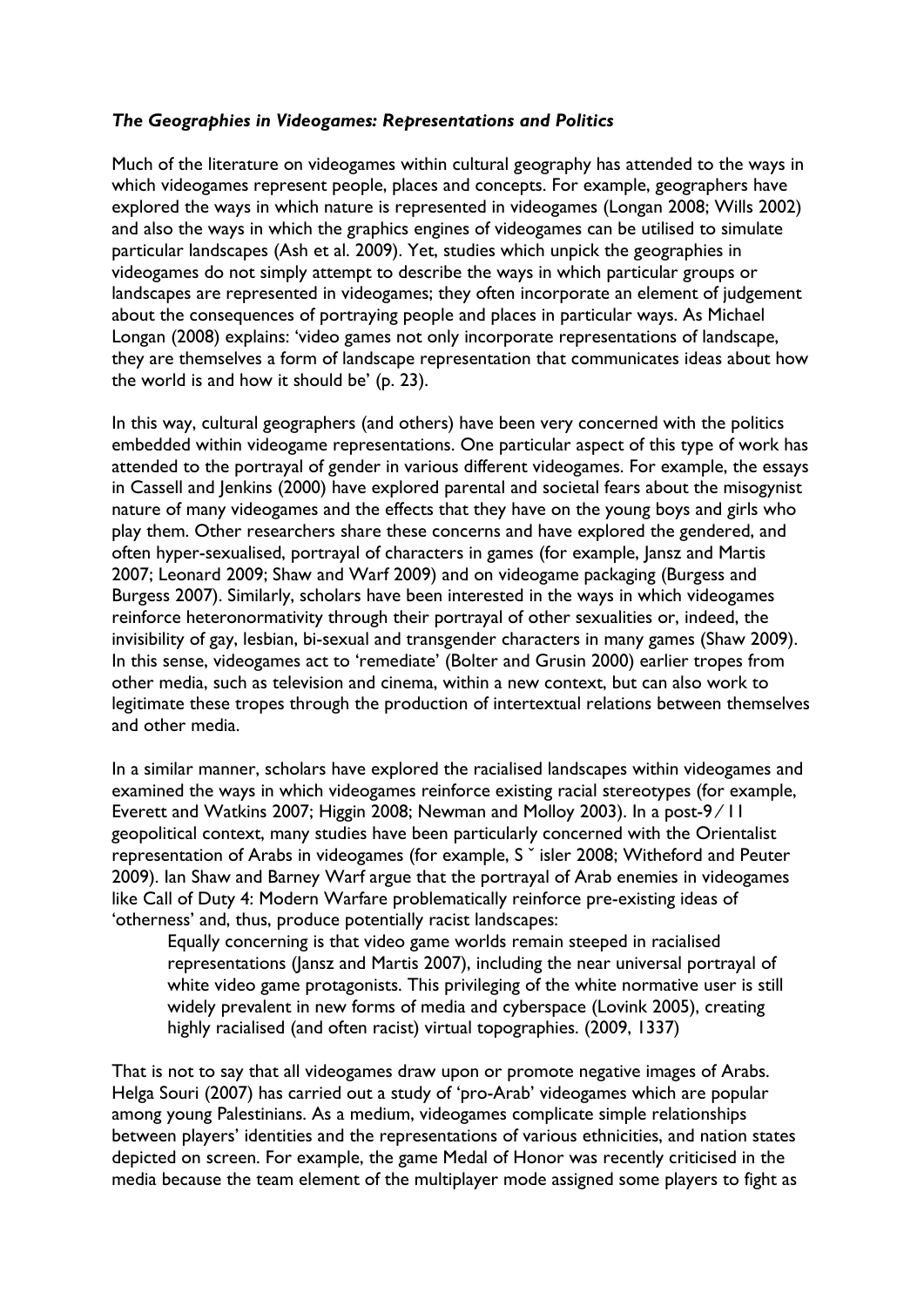### *The Geographies in Videogames: Representations and Politics*

Much of the literature on videogames within cultural geography has attended to the ways in which videogames represent people, places and concepts. For example, geographers have explored the ways in which nature is represented in videogames (Longan 2008; Wills 2002) and also the ways in which the graphics engines of videogames can be utilised to simulate particular landscapes (Ash et al. 2009). Yet, studies which unpick the geographies in videogames do not simply attempt to describe the ways in which particular groups or landscapes are represented in videogames; they often incorporate an element of judgement about the consequences of portraying people and places in particular ways. As Michael Longan (2008) explains: 'video games not only incorporate representations of landscape, they are themselves a form of landscape representation that communicates ideas about how the world is and how it should be' (p. 23).

In this way, cultural geographers (and others) have been very concerned with the politics embedded within videogame representations. One particular aspect of this type of work has attended to the portrayal of gender in various different videogames. For example, the essays in Cassell and Jenkins (2000) have explored parental and societal fears about the misogynist nature of many videogames and the effects that they have on the young boys and girls who play them. Other researchers share these concerns and have explored the gendered, and often hyper-sexualised, portrayal of characters in games (for example, Jansz and Martis 2007; Leonard 2009; Shaw and Warf 2009) and on videogame packaging (Burgess and Burgess 2007). Similarly, scholars have been interested in the ways in which videogames reinforce heteronormativity through their portrayal of other sexualities or, indeed, the invisibility of gay, lesbian, bi-sexual and transgender characters in many games (Shaw 2009). In this sense, videogames act to 'remediate' (Bolter and Grusin 2000) earlier tropes from other media, such as television and cinema, within a new context, but can also work to legitimate these tropes through the production of intertextual relations between themselves and other media.

In a similar manner, scholars have explored the racialised landscapes within videogames and examined the ways in which videogames reinforce existing racial stereotypes (for example, Everett and Watkins 2007; Higgin 2008; Newman and Molloy 2003). In a post-9/11 geopolitical context, many studies have been particularly concerned with the Orientalist representation of Arabs in videogames (for example, Šisler 2008; Witheford and Peuter 2009). Ian Shaw and Barney Warf argue that the portrayal of Arab enemies in videogames like Call of Duty 4: Modern Warfare problematically reinforce pre-existing ideas of 'otherness' and, thus, produce potentially racist landscapes:

> Equally concerning is that video game worlds remain steeped in racialised representations (Jansz and Martis 2007), including the near universal portrayal of white video game protagonists. This privileging of the white normative user is still widely prevalent in new forms of media and cyberspace (Lovink 2005), creating highly racialised (and often racist) virtual topographies. (2009, 1337)

That is not to say that all videogames draw upon or promote negative images of Arabs. Helga Souri (2007) has carried out a study of 'pro-Arab' videogames which are popular among young Palestinians. As a medium, videogames complicate simple relationships between players' identities and the representations of various ethnicities, and nation states depicted on screen. For example, the game Medal of Honor was recently criticised in the media because the team element of the multiplayer mode assigned some players to fight as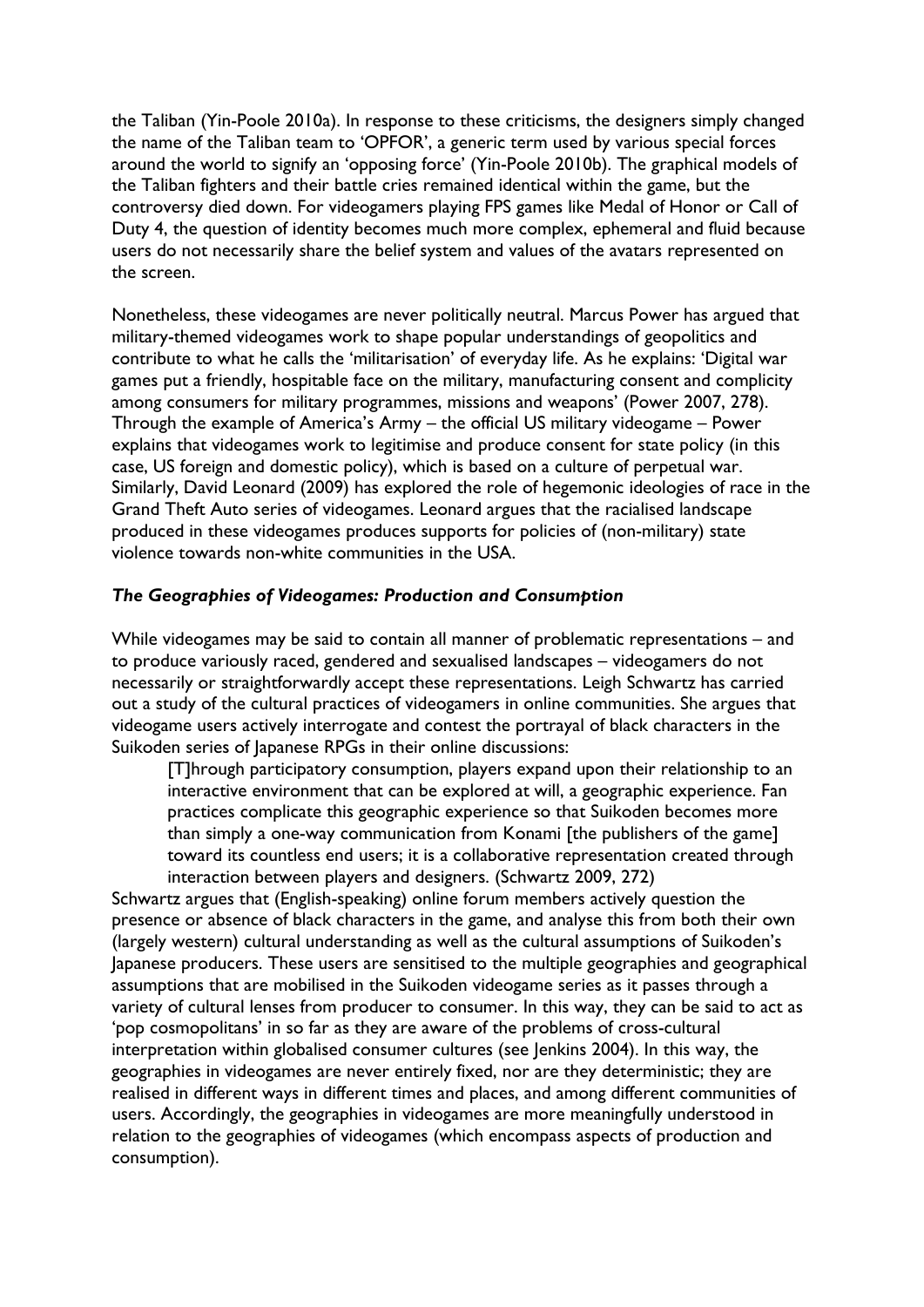the Taliban (Yin-Poole 2010a). In response to these criticisms, the designers simply changed the name of the Taliban team to 'OPFOR', a generic term used by various special forces around the world to signify an 'opposing force' (Yin-Poole 2010b). The graphical models of the Taliban fighters and their battle cries remained identical within the game, but the controversy died down. For videogamers playing FPS games like Medal of Honor or Call of Duty 4, the question of identity becomes much more complex, ephemeral and fluid because users do not necessarily share the belief system and values of the avatars represented on the screen.

Nonetheless, these videogames are never politically neutral. Marcus Power has argued that military-themed videogames work to shape popular understandings of geopolitics and contribute to what he calls the 'militarisation' of everyday life. As he explains: 'Digital war games put a friendly, hospitable face on the military, manufacturing consent and complicity among consumers for military programmes, missions and weapons' (Power 2007, 278). Through the example of America's Army – the official US military videogame – Power explains that videogames work to legitimise and produce consent for state policy (in this case, US foreign and domestic policy), which is based on a culture of perpetual war. Similarly, David Leonard (2009) has explored the role of hegemonic ideologies of race in the Grand Theft Auto series of videogames. Leonard argues that the racialised landscape produced in these videogames produces supports for policies of (non-military) state violence towards non-white communities in the USA.

### *The Geographies of Videogames: Production and Consumption*

While videogames may be said to contain all manner of problematic representations – and to produce variously raced, gendered and sexualised landscapes – videogamers do not necessarily or straightforwardly accept these representations. Leigh Schwartz has carried out a study of the cultural practices of videogamers in online communities. She argues that videogame users actively interrogate and contest the portrayal of black characters in the Suikoden series of Japanese RPGs in their online discussions:

> [T]hrough participatory consumption, players expand upon their relationship to an interactive environment that can be explored at will, a geographic experience. Fan practices complicate this geographic experience so that Suikoden becomes more than simply a one-way communication from Konami [the publishers of the game] toward its countless end users; it is a collaborative representation created through interaction between players and designers. (Schwartz 2009, 272)

Schwartz argues that (English-speaking) online forum members actively question the presence or absence of black characters in the game, and analyse this from both their own (largely western) cultural understanding as well as the cultural assumptions of Suikoden's Japanese producers. These users are sensitised to the multiple geographies and geographical assumptions that are mobilised in the Suikoden videogame series as it passes through a variety of cultural lenses from producer to consumer. In this way, they can be said to act as 'pop cosmopolitans' in so far as they are aware of the problems of cross-cultural interpretation within globalised consumer cultures (see Jenkins 2004). In this way, the geographies in videogames are never entirely fixed, nor are they deterministic; they are realised in different ways in different times and places, and among different communities of users. Accordingly, the geographies in videogames are more meaningfully understood in relation to the geographies of videogames (which encompass aspects of production and consumption).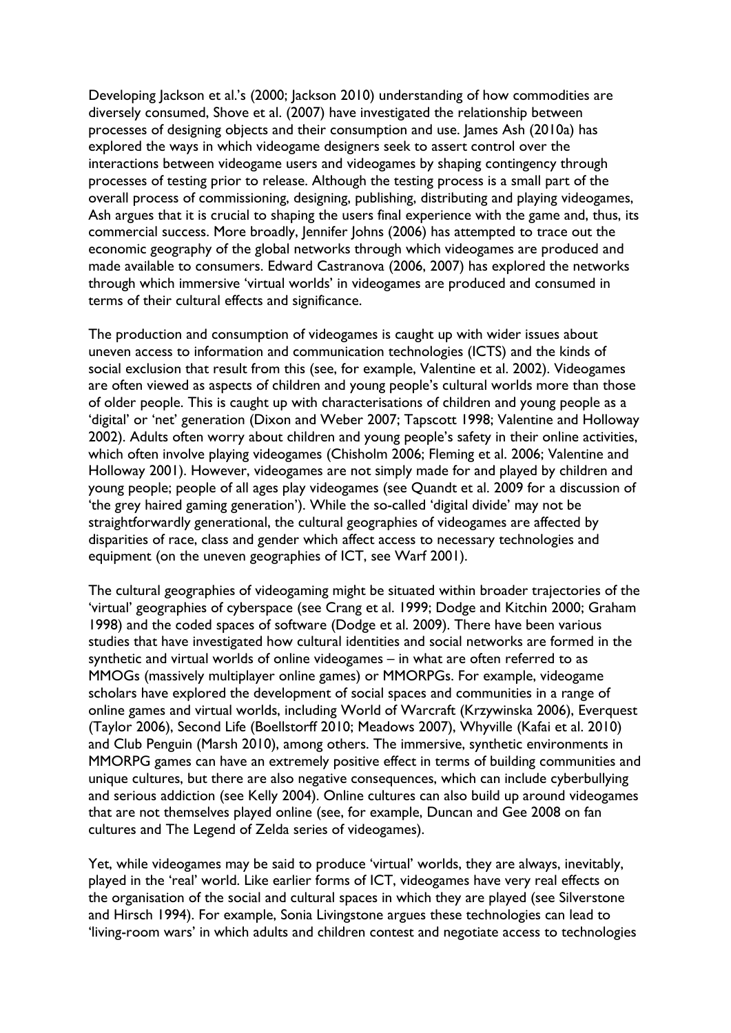Developing Jackson et al.'s (2000; Jackson 2010) understanding of how commodities are diversely consumed, Shove et al. (2007) have investigated the relationship between processes of designing objects and their consumption and use. James Ash (2010a) has explored the ways in which videogame designers seek to assert control over the interactions between videogame users and videogames by shaping contingency through processes of testing prior to release. Although the testing process is a small part of the overall process of commissioning, designing, publishing, distributing and playing videogames, Ash argues that it is crucial to shaping the users final experience with the game and, thus, its commercial success. More broadly, Jennifer Johns (2006) has attempted to trace out the economic geography of the global networks through which videogames are produced and made available to consumers. Edward Castranova (2006, 2007) has explored the networks through which immersive 'virtual worlds' in videogames are produced and consumed in terms of their cultural effects and significance.

The production and consumption of videogames is caught up with wider issues about uneven access to information and communication technologies (ICTS) and the kinds of social exclusion that result from this (see, for example, Valentine et al. 2002). Videogames are often viewed as aspects of children and young people's cultural worlds more than those of older people. This is caught up with characterisations of children and young people as a 'digital' or 'net' generation (Dixon and Weber 2007; Tapscott 1998; Valentine and Holloway 2002). Adults often worry about children and young people's safety in their online activities, which often involve playing videogames (Chisholm 2006; Fleming et al. 2006; Valentine and Holloway 2001). However, videogames are not simply made for and played by children and young people; people of all ages play videogames (see Quandt et al. 2009 for a discussion of 'the grey haired gaming generation'). While the so-called 'digital divide' may not be straightforwardly generational, the cultural geographies of videogames are affected by disparities of race, class and gender which affect access to necessary technologies and equipment (on the uneven geographies of ICT, see Warf 2001).

The cultural geographies of videogaming might be situated within broader trajectories of the 'virtual' geographies of cyberspace (see Crang et al. 1999; Dodge and Kitchin 2000; Graham 1998) and the coded spaces of software (Dodge et al. 2009). There have been various studies that have investigated how cultural identities and social networks are formed in the synthetic and virtual worlds of online videogames – in what are often referred to as MMOGs (massively multiplayer online games) or MMORPGs. For example, videogame scholars have explored the development of social spaces and communities in a range of online games and virtual worlds, including World of Warcraft (Krzywinska 2006), Everquest (Taylor 2006), Second Life (Boellstorff 2010; Meadows 2007), Whyville (Kafai et al. 2010) and Club Penguin (Marsh 2010), among others. The immersive, synthetic environments in MMORPG games can have an extremely positive effect in terms of building communities and unique cultures, but there are also negative consequences, which can include cyberbullying and serious addiction (see Kelly 2004). Online cultures can also build up around videogames that are not themselves played online (see, for example, Duncan and Gee 2008 on fan cultures and The Legend of Zelda series of videogames).

Yet, while videogames may be said to produce 'virtual' worlds, they are always, inevitably, played in the 'real' world. Like earlier forms of ICT, videogames have very real effects on the organisation of the social and cultural spaces in which they are played (see Silverstone and Hirsch 1994). For example, Sonia Livingstone argues these technologies can lead to 'living-room wars' in which adults and children contest and negotiate access to technologies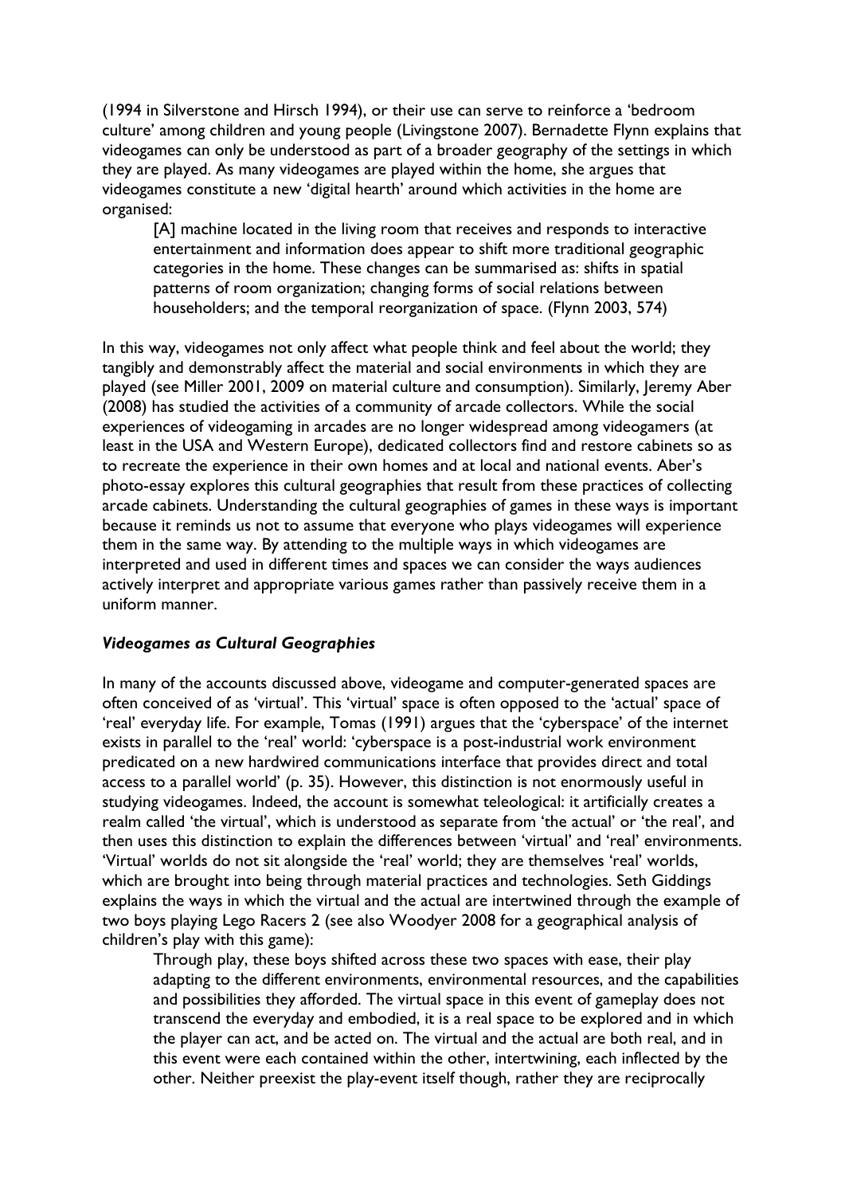(1994 in Silverstone and Hirsch 1994), or their use can serve to reinforce a 'bedroom culture' among children and young people (Livingstone 2007). Bernadette Flynn explains that videogames can only be understood as part of a broader geography of the settings in which they are played. As many videogames are played within the home, she argues that videogames constitute a new 'digital hearth' around which activities in the home are organised:

> [A] machine located in the living room that receives and responds to interactive entertainment and information does appear to shift more traditional geographic categories in the home. These changes can be summarised as: shifts in spatial patterns of room organization; changing forms of social relations between householders; and the temporal reorganization of space. (Flynn 2003, 574)

In this way, videogames not only affect what people think and feel about the world; they tangibly and demonstrably affect the material and social environments in which they are played (see Miller 2001, 2009 on material culture and consumption). Similarly, Jeremy Aber (2008) has studied the activities of a community of arcade collectors. While the social experiences of videogaming in arcades are no longer widespread among videogamers (at least in the USA and Western Europe), dedicated collectors find and restore cabinets so as to recreate the experience in their own homes and at local and national events. Aber's photo-essay explores this cultural geographies that result from these practices of collecting arcade cabinets. Understanding the cultural geographies of games in these ways is important because it reminds us not to assume that everyone who plays videogames will experience them in the same way. By attending to the multiple ways in which videogames are interpreted and used in different times and spaces we can consider the ways audiences actively interpret and appropriate various games rather than passively receive them in a uniform manner.

### *Videogames as Cultural Geographies*

In many of the accounts discussed above, videogame and computer-generated spaces are often conceived of as 'virtual'. This 'virtual' space is often opposed to the 'actual' space of 'real' everyday life. For example, Tomas (1991) argues that the 'cyberspace' of the internet exists in parallel to the 'real' world: 'cyberspace is a post-industrial work environment predicated on a new hardwired communications interface that provides direct and total access to a parallel world' (p. 35). However, this distinction is not enormously useful in studying videogames. Indeed, the account is somewhat teleological: it artificially creates a realm called 'the virtual', which is understood as separate from 'the actual' or 'the real', and then uses this distinction to explain the differences between 'virtual' and 'real' environments. 'Virtual' worlds do not sit alongside the 'real' world; they are themselves 'real' worlds, which are brought into being through material practices and technologies. Seth Giddings explains the ways in which the virtual and the actual are intertwined through the example of two boys playing Lego Racers 2 (see also Woodyer 2008 for a geographical analysis of children's play with this game):

> Through play, these boys shifted across these two spaces with ease, their play adapting to the different environments, environmental resources, and the capabilities and possibilities they afforded. The virtual space in this event of gameplay does not transcend the everyday and embodied, it is a real space to be explored and in which the player can act, and be acted on. The virtual and the actual are both real, and in this event were each contained within the other, intertwining, each inflected by the other. Neither preexist the play-event itself though, rather they are reciprocally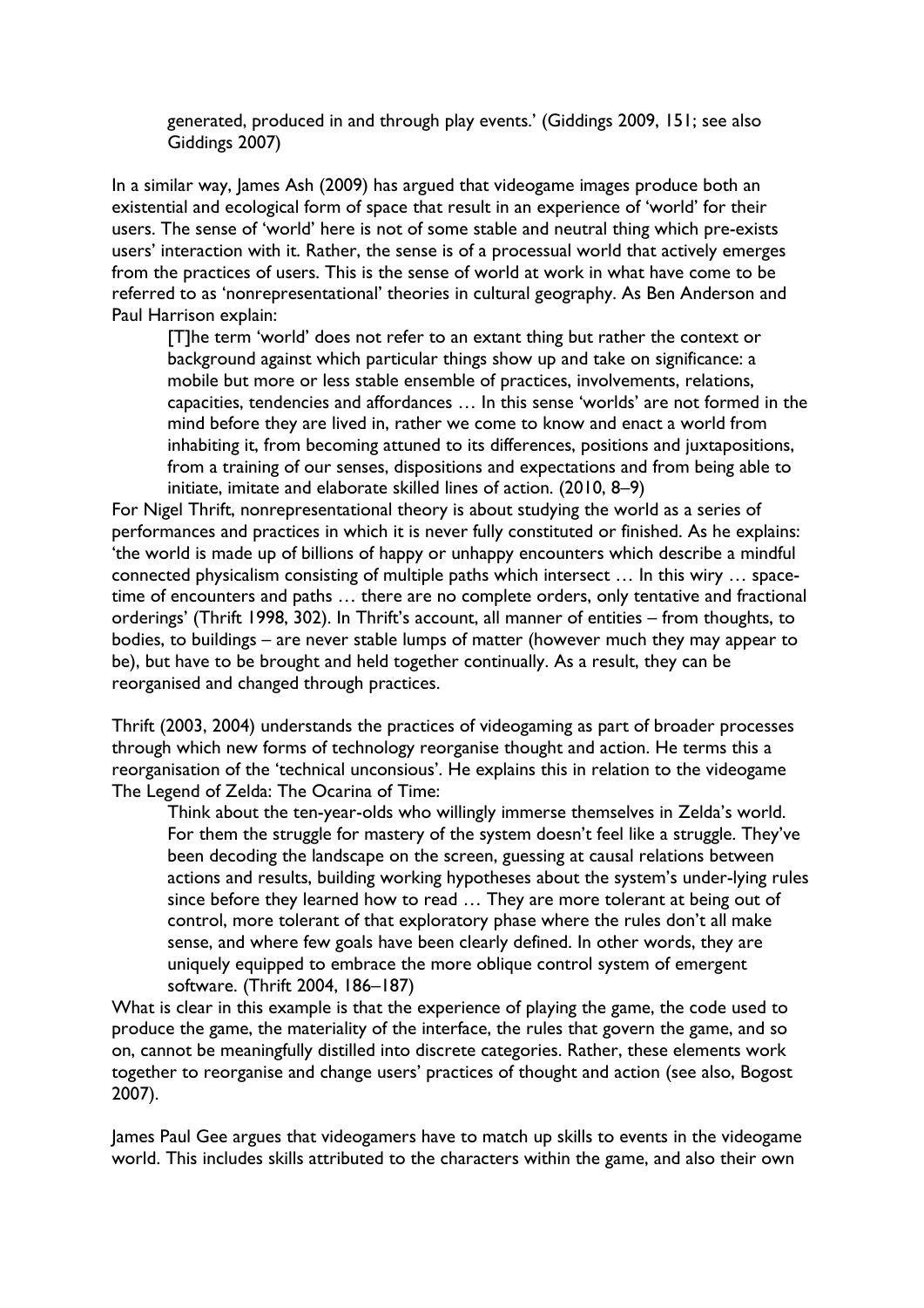> generated, produced in and through play events.' (Giddings 2009, 151; see also Giddings 2007)

In a similar way, James Ash (2009) has argued that videogame images produce both an existential and ecological form of space that result in an experience of 'world' for their users. The sense of 'world' here is not of some stable and neutral thing which pre-exists users' interaction with it. Rather, the sense is of a processual world that actively emerges from the practices of users. This is the sense of world at work in what have come to be referred to as 'nonrepresentational' theories in cultural geography. As Ben Anderson and Paul Harrison explain:

> [T]he term 'world' does not refer to an extant thing but rather the context or background against which particular things show up and take on significance: a mobile but more or less stable ensemble of practices, involvements, relations, capacities, tendencies and affordances … In this sense 'worlds' are not formed in the mind before they are lived in, rather we come to know and enact a world from inhabiting it, from becoming attuned to its differences, positions and juxtapositions, from a training of our senses, dispositions and expectations and from being able to initiate, imitate and elaborate skilled lines of action. (2010, 8–9)

For Nigel Thrift, nonrepresentational theory is about studying the world as a series of performances and practices in which it is never fully constituted or finished. As he explains: 'the world is made up of billions of happy or unhappy encounters which describe a mindful connected physicalism consisting of multiple paths which intersect … In this wiry … space-time of encounters and paths … there are no complete orders, only tentative and fractional orderings' (Thrift 1998, 302). In Thrift's account, all manner of entities – from thoughts, to bodies, to buildings – are never stable lumps of matter (however much they may appear to be), but have to be brought and held together continually. As a result, they can be reorganised and changed through practices.

Thrift (2003, 2004) understands the practices of videogaming as part of broader processes through which new forms of technology reorganise thought and action. He terms this a reorganisation of the 'technical unconsious'. He explains this in relation to the videogame The Legend of Zelda: The Ocarina of Time:

> Think about the ten-year-olds who willingly immerse themselves in Zelda's world. For them the struggle for mastery of the system doesn't feel like a struggle. They've been decoding the landscape on the screen, guessing at causal relations between actions and results, building working hypotheses about the system's under-lying rules since before they learned how to read … They are more tolerant at being out of control, more tolerant of that exploratory phase where the rules don't all make sense, and where few goals have been clearly defined. In other words, they are uniquely equipped to embrace the more oblique control system of emergent software. (Thrift 2004, 186–187)

What is clear in this example is that the experience of playing the game, the code used to produce the game, the materiality of the interface, the rules that govern the game, and so on, cannot be meaningfully distilled into discrete categories. Rather, these elements work together to reorganise and change users' practices of thought and action (see also, Bogost 2007).

James Paul Gee argues that videogamers have to match up skills to events in the videogame world. This includes skills attributed to the characters within the game, and also their own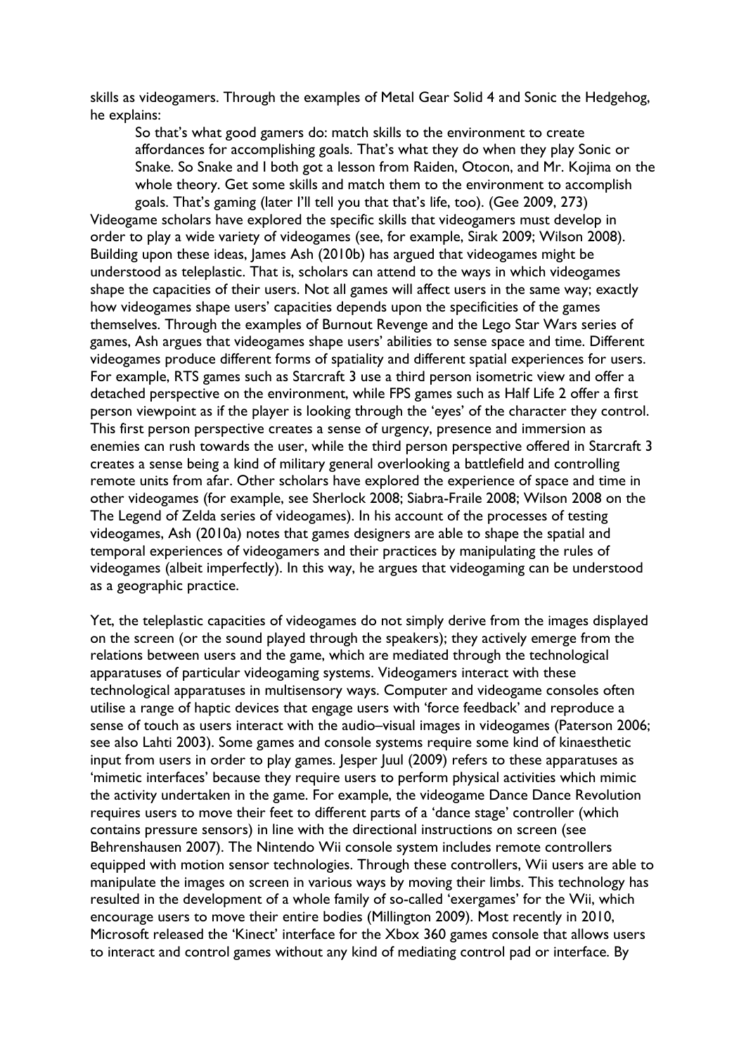skills as videogamers. Through the examples of Metal Gear Solid 4 and Sonic the Hedgehog, he explains:

> So that's what good gamers do: match skills to the environment to create affordances for accomplishing goals. That's what they do when they play Sonic or Snake. So Snake and I both got a lesson from Raiden, Otocon, and Mr. Kojima on the whole theory. Get some skills and match them to the environment to accomplish goals. That's gaming (later I'll tell you that that's life, too). (Gee 2009, 273)

Videogame scholars have explored the specific skills that videogamers must develop in order to play a wide variety of videogames (see, for example, Sirak 2009; Wilson 2008). Building upon these ideas, James Ash (2010b) has argued that videogames might be understood as teleplastic. That is, scholars can attend to the ways in which videogames shape the capacities of their users. Not all games will affect users in the same way; exactly how videogames shape users' capacities depends upon the specificities of the games themselves. Through the examples of Burnout Revenge and the Lego Star Wars series of games, Ash argues that videogames shape users' abilities to sense space and time. Different videogames produce different forms of spatiality and different spatial experiences for users. For example, RTS games such as Starcraft 3 use a third person isometric view and offer a detached perspective on the environment, while FPS games such as Half Life 2 offer a first person viewpoint as if the player is looking through the 'eyes' of the character they control. This first person perspective creates a sense of urgency, presence and immersion as enemies can rush towards the user, while the third person perspective offered in Starcraft 3 creates a sense being a kind of military general overlooking a battlefield and controlling remote units from afar. Other scholars have explored the experience of space and time in other videogames (for example, see Sherlock 2008; Siabra-Fraile 2008; Wilson 2008 on the The Legend of Zelda series of videogames). In his account of the processes of testing videogames, Ash (2010a) notes that games designers are able to shape the spatial and temporal experiences of videogamers and their practices by manipulating the rules of videogames (albeit imperfectly). In this way, he argues that videogaming can be understood as a geographic practice.

Yet, the teleplastic capacities of videogames do not simply derive from the images displayed on the screen (or the sound played through the speakers); they actively emerge from the relations between users and the game, which are mediated through the technological apparatuses of particular videogaming systems. Videogamers interact with these technological apparatuses in multisensory ways. Computer and videogame consoles often utilise a range of haptic devices that engage users with 'force feedback' and reproduce a sense of touch as users interact with the audio–visual images in videogames (Paterson 2006; see also Lahti 2003). Some games and console systems require some kind of kinaesthetic input from users in order to play games. Jesper Juul (2009) refers to these apparatuses as 'mimetic interfaces' because they require users to perform physical activities which mimic the activity undertaken in the game. For example, the videogame Dance Dance Revolution requires users to move their feet to different parts of a 'dance stage' controller (which contains pressure sensors) in line with the directional instructions on screen (see Behrenshausen 2007). The Nintendo Wii console system includes remote controllers equipped with motion sensor technologies. Through these controllers, Wii users are able to manipulate the images on screen in various ways by moving their limbs. This technology has resulted in the development of a whole family of so-called 'exergames' for the Wii, which encourage users to move their entire bodies (Millington 2009). Most recently in 2010, Microsoft released the 'Kinect' interface for the Xbox 360 games console that allows users to interact and control games without any kind of mediating control pad or interface. By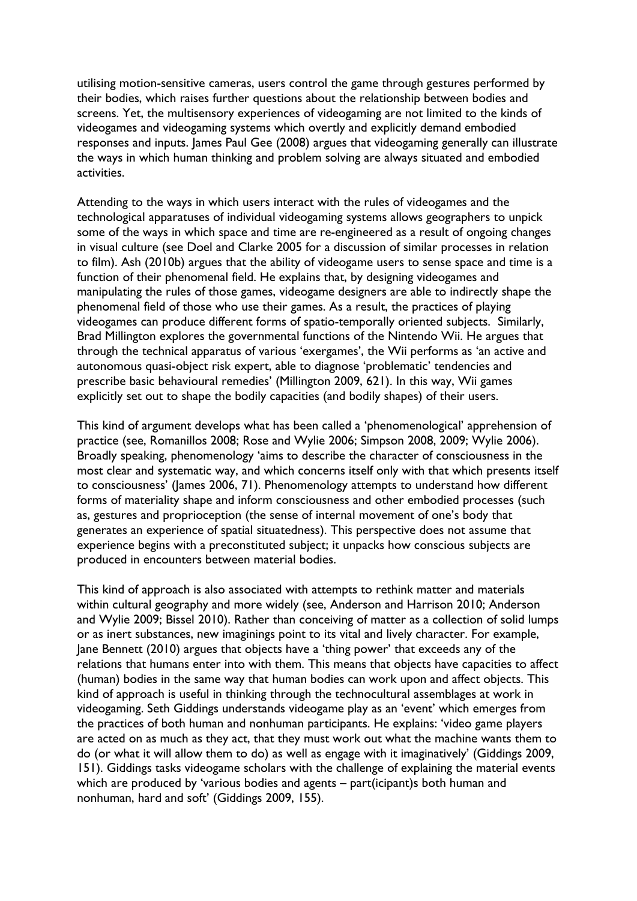utilising motion-sensitive cameras, users control the game through gestures performed by their bodies, which raises further questions about the relationship between bodies and screens. Yet, the multisensory experiences of videogaming are not limited to the kinds of videogames and videogaming systems which overtly and explicitly demand embodied responses and inputs. James Paul Gee (2008) argues that videogaming generally can illustrate the ways in which human thinking and problem solving are always situated and embodied activities.

Attending to the ways in which users interact with the rules of videogames and the technological apparatuses of individual videogaming systems allows geographers to unpick some of the ways in which space and time are re-engineered as a result of ongoing changes in visual culture (see Doel and Clarke 2005 for a discussion of similar processes in relation to film). Ash (2010b) argues that the ability of videogame users to sense space and time is a function of their phenomenal field. He explains that, by designing videogames and manipulating the rules of those games, videogame designers are able to indirectly shape the phenomenal field of those who use their games. As a result, the practices of playing videogames can produce different forms of spatio-temporally oriented subjects. Similarly, Brad Millington explores the governmental functions of the Nintendo Wii. He argues that through the technical apparatus of various 'exergames', the Wii performs as 'an active and autonomous quasi-object risk expert, able to diagnose 'problematic' tendencies and prescribe basic behavioural remedies' (Millington 2009, 621). In this way, Wii games explicitly set out to shape the bodily capacities (and bodily shapes) of their users.

This kind of argument develops what has been called a 'phenomenological' apprehension of practice (see, Romanillos 2008; Rose and Wylie 2006; Simpson 2008, 2009; Wylie 2006). Broadly speaking, phenomenology 'aims to describe the character of consciousness in the most clear and systematic way, and which concerns itself only with that which presents itself to consciousness' (James 2006, 71). Phenomenology attempts to understand how different forms of materiality shape and inform consciousness and other embodied processes (such as, gestures and proprioception (the sense of internal movement of one's body that generates an experience of spatial situatedness). This perspective does not assume that experience begins with a preconstituted subject; it unpacks how conscious subjects are produced in encounters between material bodies.

This kind of approach is also associated with attempts to rethink matter and materials within cultural geography and more widely (see, Anderson and Harrison 2010; Anderson and Wylie 2009; Bissel 2010). Rather than conceiving of matter as a collection of solid lumps or as inert substances, new imaginings point to its vital and lively character. For example, Jane Bennett (2010) argues that objects have a 'thing power' that exceeds any of the relations that humans enter into with them. This means that objects have capacities to affect (human) bodies in the same way that human bodies can work upon and affect objects. This kind of approach is useful in thinking through the technocultural assemblages at work in videogaming. Seth Giddings understands videogame play as an 'event' which emerges from the practices of both human and nonhuman participants. He explains: 'video game players are acted on as much as they act, that they must work out what the machine wants them to do (or what it will allow them to do) as well as engage with it imaginatively' (Giddings 2009, 151). Giddings tasks videogame scholars with the challenge of explaining the material events which are produced by 'various bodies and agents – part(icipant)s both human and nonhuman, hard and soft' (Giddings 2009, 155).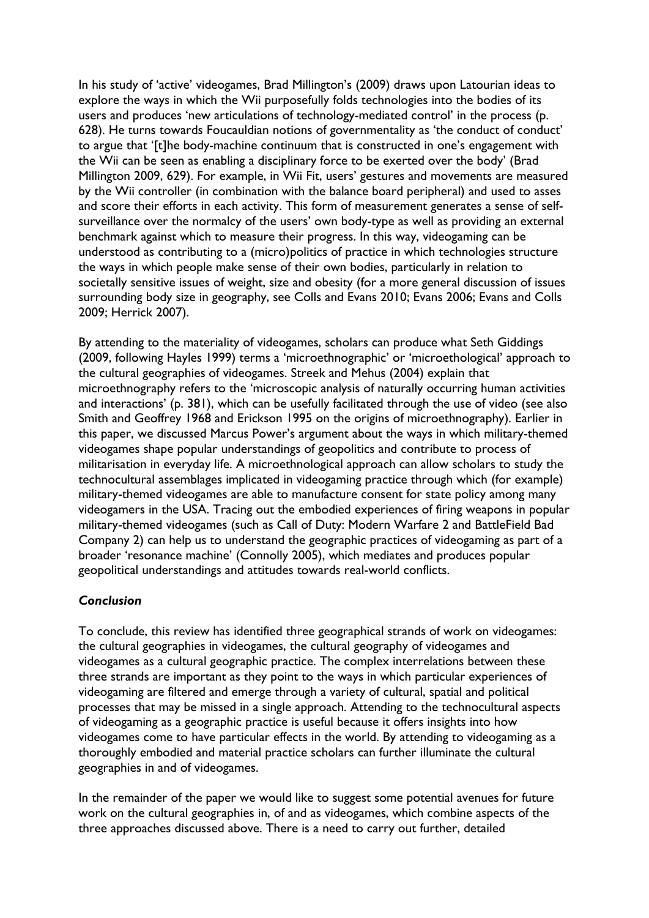In his study of 'active' videogames, Brad Millington's (2009) draws upon Latourian ideas to explore the ways in which the Wii purposefully folds technologies into the bodies of its users and produces 'new articulations of technology-mediated control' in the process (p. 628). He turns towards Foucauldian notions of governmentality as 'the conduct of conduct' to argue that '[t]he body-machine continuum that is constructed in one's engagement with the Wii can be seen as enabling a disciplinary force to be exerted over the body' (Brad Millington 2009, 629). For example, in Wii Fit, users' gestures and movements are measured by the Wii controller (in combination with the balance board peripheral) and used to asses and score their efforts in each activity. This form of measurement generates a sense of self-surveillance over the normalcy of the users' own body-type as well as providing an external benchmark against which to measure their progress. In this way, videogaming can be understood as contributing to a (micro)politics of practice in which technologies structure the ways in which people make sense of their own bodies, particularly in relation to societally sensitive issues of weight, size and obesity (for a more general discussion of issues surrounding body size in geography, see Colls and Evans 2010; Evans 2006; Evans and Colls 2009; Herrick 2007).

By attending to the materiality of videogames, scholars can produce what Seth Giddings (2009, following Hayles 1999) terms a 'microethnographic' or 'microethological' approach to the cultural geographies of videogames. Streek and Mehus (2004) explain that microethnography refers to the 'microscopic analysis of naturally occurring human activities and interactions' (p. 381), which can be usefully facilitated through the use of video (see also Smith and Geoffrey 1968 and Erickson 1995 on the origins of microethnography). Earlier in this paper, we discussed Marcus Power's argument about the ways in which military-themed videogames shape popular understandings of geopolitics and contribute to process of militarisation in everyday life. A microethological approach can allow scholars to study the technocultural assemblages implicated in videogaming practice through which (for example) military-themed videogames are able to manufacture consent for state policy among many videogamers in the USA. Tracing out the embodied experiences of firing weapons in popular military-themed videogames (such as Call of Duty: Modern Warfare 2 and BattleField Bad Company 2) can help us to understand the geographic practices of videogaming as part of a broader 'resonance machine' (Connolly 2005), which mediates and produces popular geopolitical understandings and attitudes towards real-world conflicts.

### *Conclusion*

To conclude, this review has identified three geographical strands of work on videogames: the cultural geographies in videogames, the cultural geography of videogames and videogames as a cultural geographic practice. The complex interrelations between these three strands are important as they point to the ways in which particular experiences of videogaming are filtered and emerge through a variety of cultural, spatial and political processes that may be missed in a single approach. Attending to the technocultural aspects of videogaming as a geographic practice is useful because it offers insights into how videogames come to have particular effects in the world. By attending to videogaming as a thoroughly embodied and material practice scholars can further illuminate the cultural geographies in and of videogames.

In the remainder of the paper we would like to suggest some potential avenues for future work on the cultural geographies in, of and as videogames, which combine aspects of the three approaches discussed above. There is a need to carry out further, detailed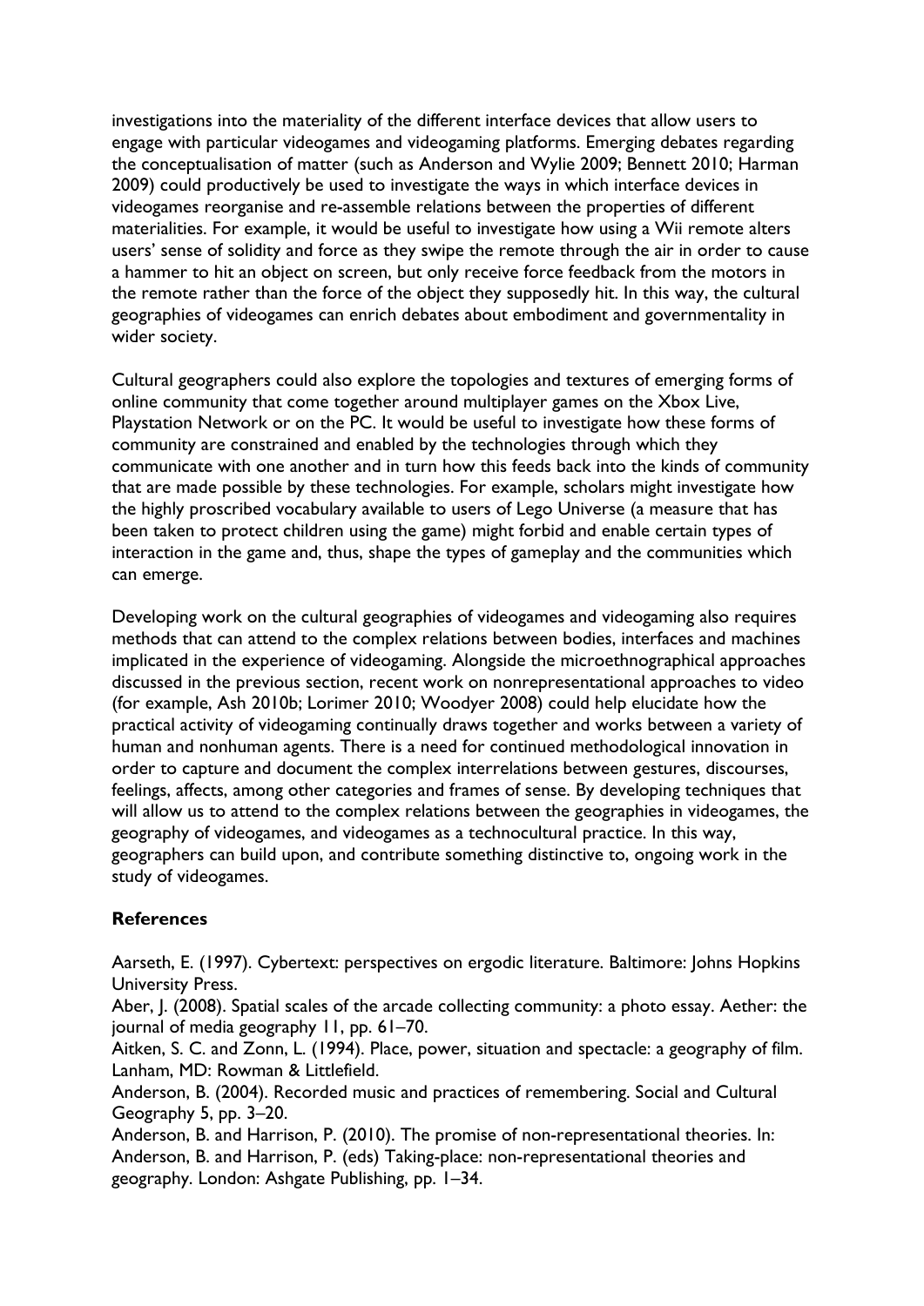investigations into the materiality of the different interface devices that allow users to engage with particular videogames and videogaming platforms. Emerging debates regarding the conceptualisation of matter (such as Anderson and Wylie 2009; Bennett 2010; Harman 2009) could productively be used to investigate the ways in which interface devices in videogames reorganise and re-assemble relations between the properties of different materialities. For example, it would be useful to investigate how using a Wii remote alters users' sense of solidity and force as they swipe the remote through the air in order to cause a hammer to hit an object on screen, but only receive force feedback from the motors in the remote rather than the force of the object they supposedly hit. In this way, the cultural geographies of videogames can enrich debates about embodiment and governmentality in wider society.

Cultural geographers could also explore the topologies and textures of emerging forms of online community that come together around multiplayer games on the Xbox Live, Playstation Network or on the PC. It would be useful to investigate how these forms of community are constrained and enabled by the technologies through which they communicate with one another and in turn how this feeds back into the kinds of community that are made possible by these technologies. For example, scholars might investigate how the highly proscribed vocabulary available to users of Lego Universe (a measure that has been taken to protect children using the game) might forbid and enable certain types of interaction in the game and, thus, shape the types of gameplay and the communities which can emerge.

Developing work on the cultural geographies of videogames and videogaming also requires methods that can attend to the complex relations between bodies, interfaces and machines implicated in the experience of videogaming. Alongside the microethnographical approaches discussed in the previous section, recent work on nonrepresentational approaches to video (for example, Ash 2010b; Lorimer 2010; Woodyer 2008) could help elucidate how the practical activity of videogaming continually draws together and works between a variety of human and nonhuman agents. There is a need for continued methodological innovation in order to capture and document the complex interrelations between gestures, discourses, feelings, affects, among other categories and frames of sense. By developing techniques that will allow us to attend to the complex relations between the geographies in videogames, the geography of videogames, and videogames as a technocultural practice. In this way, geographers can build upon, and contribute something distinctive to, ongoing work in the study of videogames.

**References**

Aarseth, E. (1997). Cybertext: perspectives on ergodic literature. Baltimore: Johns Hopkins University Press.

Aber, J. (2008). Spatial scales of the arcade collecting community: a photo essay. Aether: the journal of media geography 11, pp. 61–70.

Aitken, S. C. and Zonn, L. (1994). Place, power, situation and spectacle: a geography of film. Lanham, MD: Rowman & Littlefield.

Anderson, B. (2004). Recorded music and practices of remembering. Social and Cultural Geography 5, pp. 3–20.

Anderson, B. and Harrison, P. (2010). The promise of non-representational theories. In: Anderson, B. and Harrison, P. (eds) Taking-place: non-representational theories and geography. London: Ashgate Publishing, pp. 1–34.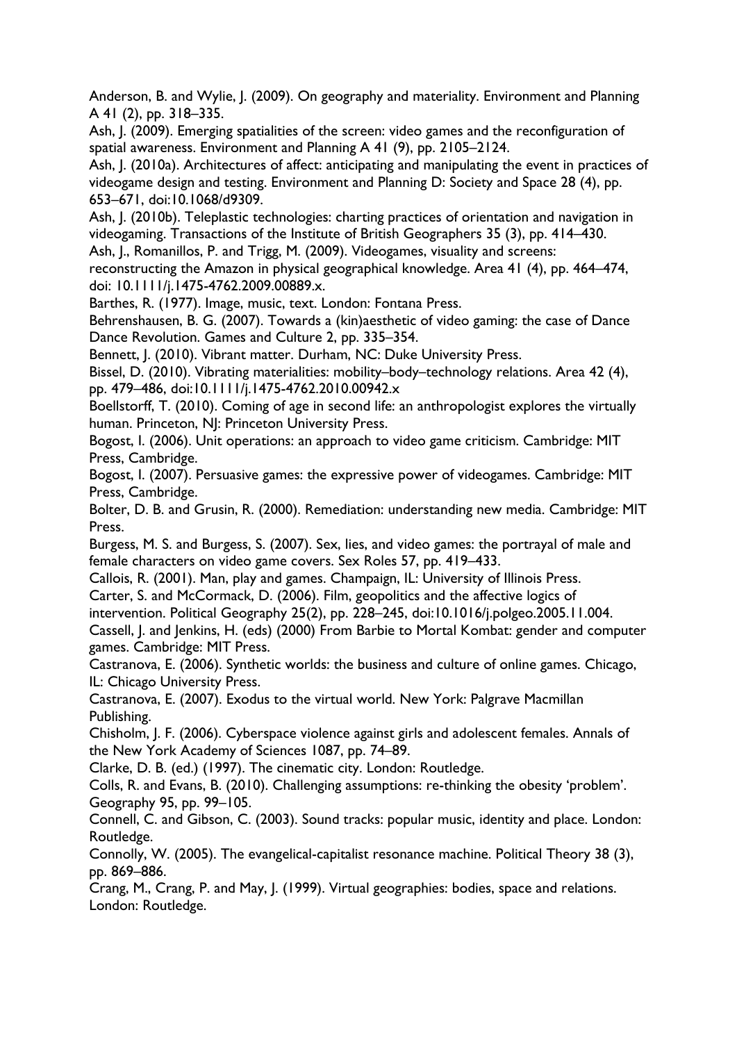Anderson, B. and Wylie, J. (2009). On geography and materiality. Environment and Planning A 41 (2), pp. 318–335.

Ash, J. (2009). Emerging spatialities of the screen: video games and the reconfiguration of spatial awareness. Environment and Planning A 41 (9), pp. 2105–2124.

Ash, J. (2010a). Architectures of affect: anticipating and manipulating the event in practices of videogame design and testing. Environment and Planning D: Society and Space 28 (4), pp. 653–671, doi:10.1068/d9309.

Ash, J. (2010b). Teleplastic technologies: charting practices of orientation and navigation in videogaming. Transactions of the Institute of British Geographers 35 (3), pp. 414–430.

Ash, J., Romanillos, P. and Trigg, M. (2009). Videogames, visuality and screens: reconstructing the Amazon in physical geographical knowledge. Area 41 (4), pp. 464–474, doi: 10.1111/j.1475-4762.2009.00889.x.

Barthes, R. (1977). Image, music, text. London: Fontana Press.

Behrenshausen, B. G. (2007). Towards a (kin)aesthetic of video gaming: the case of Dance Dance Revolution. Games and Culture 2, pp. 335–354.

Bennett, J. (2010). Vibrant matter. Durham, NC: Duke University Press.

Bissel, D. (2010). Vibrating materialities: mobility–body–technology relations. Area 42 (4), pp. 479–486, doi:10.1111/j.1475-4762.2010.00942.x

Boellstorff, T. (2010). Coming of age in second life: an anthropologist explores the virtually human. Princeton, NJ: Princeton University Press.

Bogost, I. (2006). Unit operations: an approach to video game criticism. Cambridge: MIT Press, Cambridge.

Bogost, I. (2007). Persuasive games: the expressive power of videogames. Cambridge: MIT Press, Cambridge.

Bolter, D. B. and Grusin, R. (2000). Remediation: understanding new media. Cambridge: MIT Press.

Burgess, M. S. and Burgess, S. (2007). Sex, lies, and video games: the portrayal of male and female characters on video game covers. Sex Roles 57, pp. 419–433.

Callois, R. (2001). Man, play and games. Champaign, IL: University of Illinois Press.

Carter, S. and McCormack, D. (2006). Film, geopolitics and the affective logics of intervention. Political Geography 25(2), pp. 228–245, doi:10.1016/j.polgeo.2005.11.004.

Cassell, J. and Jenkins, H. (eds) (2000) From Barbie to Mortal Kombat: gender and computer games. Cambridge: MIT Press.

Castranova, E. (2006). Synthetic worlds: the business and culture of online games. Chicago, IL: Chicago University Press.

Castranova, E. (2007). Exodus to the virtual world. New York: Palgrave Macmillan Publishing.

Chisholm, J. F. (2006). Cyberspace violence against girls and adolescent females. Annals of the New York Academy of Sciences 1087, pp. 74–89.

Clarke, D. B. (ed.) (1997). The cinematic city. London: Routledge.

Colls, R. and Evans, B. (2010). Challenging assumptions: re-thinking the obesity 'problem'. Geography 95, pp. 99–105.

Connell, C. and Gibson, C. (2003). Sound tracks: popular music, identity and place. London: Routledge.

Connolly, W. (2005). The evangelical-capitalist resonance machine. Political Theory 38 (3), pp. 869–886.

Crang, M., Crang, P. and May, J. (1999). Virtual geographies: bodies, space and relations. London: Routledge.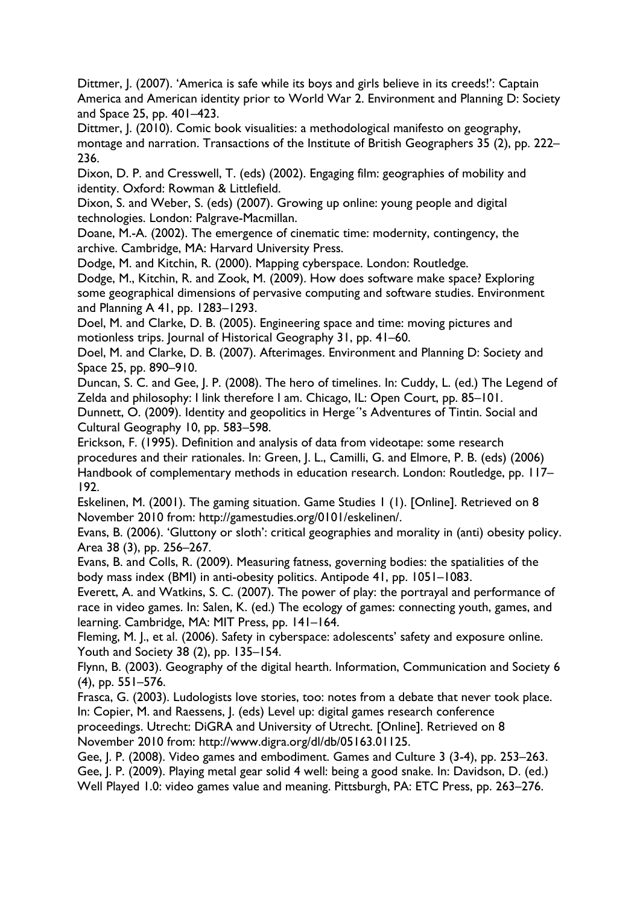Dittmer, J. (2007). 'America is safe while its boys and girls believe in its creeds!': Captain America and American identity prior to World War 2. Environment and Planning D: Society and Space 25, pp. 401–423.

Dittmer, J. (2010). Comic book visualities: a methodological manifesto on geography, montage and narration. Transactions of the Institute of British Geographers 35 (2), pp. 222–236.

Dixon, D. P. and Cresswell, T. (eds) (2002). Engaging film: geographies of mobility and identity. Oxford: Rowman & Littlefield.

Dixon, S. and Weber, S. (eds) (2007). Growing up online: young people and digital technologies. London: Palgrave-Macmillan.

Doane, M.-A. (2002). The emergence of cinematic time: modernity, contingency, the archive. Cambridge, MA: Harvard University Press.

Dodge, M. and Kitchin, R. (2000). Mapping cyberspace. London: Routledge.

Dodge, M., Kitchin, R. and Zook, M. (2009). How does software make space? Exploring some geographical dimensions of pervasive computing and software studies. Environment and Planning A 41, pp. 1283–1293.

Doel, M. and Clarke, D. B. (2005). Engineering space and time: moving pictures and motionless trips. Journal of Historical Geography 31, pp. 41–60.

Doel, M. and Clarke, D. B. (2007). Afterimages. Environment and Planning D: Society and Space 25, pp. 890–910.

Duncan, S. C. and Gee, J. P. (2008). The hero of timelines. In: Cuddy, L. (ed.) The Legend of Zelda and philosophy: I link therefore I am. Chicago, IL: Open Court, pp. 85–101.

Dunnett, O. (2009). Identity and geopolitics in Herge´'s Adventures of Tintin. Social and Cultural Geography 10, pp. 583–598.

Erickson, F. (1995). Definition and analysis of data from videotape: some research procedures and their rationales. In: Green, J. L., Camilli, G. and Elmore, P. B. (eds) (2006) Handbook of complementary methods in education research. London: Routledge, pp. 117–192.

Eskelinen, M. (2001). The gaming situation. Game Studies 1 (1). [Online]. Retrieved on 8 November 2010 from: http://gamestudies.org/0101/eskelinen/.

Evans, B. (2006). 'Gluttony or sloth': critical geographies and morality in (anti) obesity policy. Area 38 (3), pp. 256–267.

Evans, B. and Colls, R. (2009). Measuring fatness, governing bodies: the spatialities of the body mass index (BMI) in anti-obesity politics. Antipode 41, pp. 1051–1083.

Everett, A. and Watkins, S. C. (2007). The power of play: the portrayal and performance of race in video games. In: Salen, K. (ed.) The ecology of games: connecting youth, games, and learning. Cambridge, MA: MIT Press, pp. 141–164.

Fleming, M. J., et al. (2006). Safety in cyberspace: adolescents' safety and exposure online. Youth and Society 38 (2), pp. 135–154.

Flynn, B. (2003). Geography of the digital hearth. Information, Communication and Society 6 (4), pp. 551–576.

Frasca, G. (2003). Ludologists love stories, too: notes from a debate that never took place. In: Copier, M. and Raessens, J. (eds) Level up: digital games research conference proceedings. Utrecht: DiGRA and University of Utrecht. [Online]. Retrieved on 8 November 2010 from: http://www.digra.org/dl/db/05163.01125.

Gee, J. P. (2008). Video games and embodiment. Games and Culture 3 (3-4), pp. 253–263.

Gee, J. P. (2009). Playing metal gear solid 4 well: being a good snake. In: Davidson, D. (ed.) Well Played 1.0: video games value and meaning. Pittsburgh, PA: ETC Press, pp. 263–276.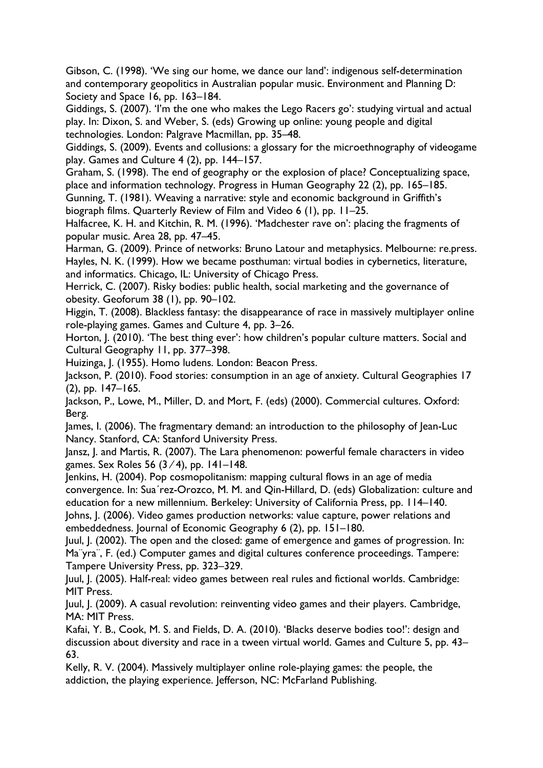Gibson, C. (1998). 'We sing our home, we dance our land': indigenous self-determination and contemporary geopolitics in Australian popular music. Environment and Planning D: Society and Space 16, pp. 163–184.

Giddings, S. (2007). 'I'm the one who makes the Lego Racers go': studying virtual and actual play. In: Dixon, S. and Weber, S. (eds) Growing up online: young people and digital technologies. London: Palgrave Macmillan, pp. 35–48.

Giddings, S. (2009). Events and collusions: a glossary for the microethnography of videogame play. Games and Culture 4 (2), pp. 144–157.

Graham, S. (1998). The end of geography or the explosion of place? Conceptualizing space, place and information technology. Progress in Human Geography 22 (2), pp. 165–185.

Gunning, T. (1981). Weaving a narrative: style and economic background in Griffith's biograph films. Quarterly Review of Film and Video 6 (1), pp. 11–25.

Halfacree, K. H. and Kitchin, R. M. (1996). 'Madchester rave on': placing the fragments of popular music. Area 28, pp. 47–45.

Harman, G. (2009). Prince of networks: Bruno Latour and metaphysics. Melbourne: re.press.

Hayles, N. K. (1999). How we became posthuman: virtual bodies in cybernetics, literature, and informatics. Chicago, IL: University of Chicago Press.

Herrick, C. (2007). Risky bodies: public health, social marketing and the governance of obesity. Geoforum 38 (1), pp. 90–102.

Higgin, T. (2008). Blackless fantasy: the disappearance of race in massively multiplayer online role-playing games. Games and Culture 4, pp. 3–26.

Horton, J. (2010). 'The best thing ever': how children's popular culture matters. Social and Cultural Geography 11, pp. 377–398.

Huizinga, J. (1955). Homo ludens. London: Beacon Press.

Jackson, P. (2010). Food stories: consumption in an age of anxiety. Cultural Geographies 17 (2), pp. 147–165.

Jackson, P., Lowe, M., Miller, D. and Mort, F. (eds) (2000). Commercial cultures. Oxford: Berg.

James, I. (2006). The fragmentary demand: an introduction to the philosophy of Jean-Luc Nancy. Stanford, CA: Stanford University Press.

Jansz, J. and Martis, R. (2007). The Lara phenomenon: powerful female characters in video games. Sex Roles 56 (3/4), pp. 141–148.

Jenkins, H. (2004). Pop cosmopolitanism: mapping cultural flows in an age of media convergence. In: Sua´rez-Orozco, M. M. and Qin-Hillard, D. (eds) Globalization: culture and education for a new millennium. Berkeley: University of California Press, pp. 114–140.

Johns, J. (2006). Video games production networks: value capture, power relations and embeddedness. Journal of Economic Geography 6 (2), pp. 151–180.

Juul, J. (2002). The open and the closed: game of emergence and games of progression. In: Ma¨yra¨, F. (ed.) Computer games and digital cultures conference proceedings. Tampere: Tampere University Press, pp. 323–329.

Juul, J. (2005). Half-real: video games between real rules and fictional worlds. Cambridge: MIT Press.

Juul, J. (2009). A casual revolution: reinventing video games and their players. Cambridge, MA: MIT Press.

Kafai, Y. B., Cook, M. S. and Fields, D. A. (2010). 'Blacks deserve bodies too!': design and discussion about diversity and race in a tween virtual world. Games and Culture 5, pp. 43–63.

Kelly, R. V. (2004). Massively multiplayer online role-playing games: the people, the addiction, the playing experience. Jefferson, NC: McFarland Publishing.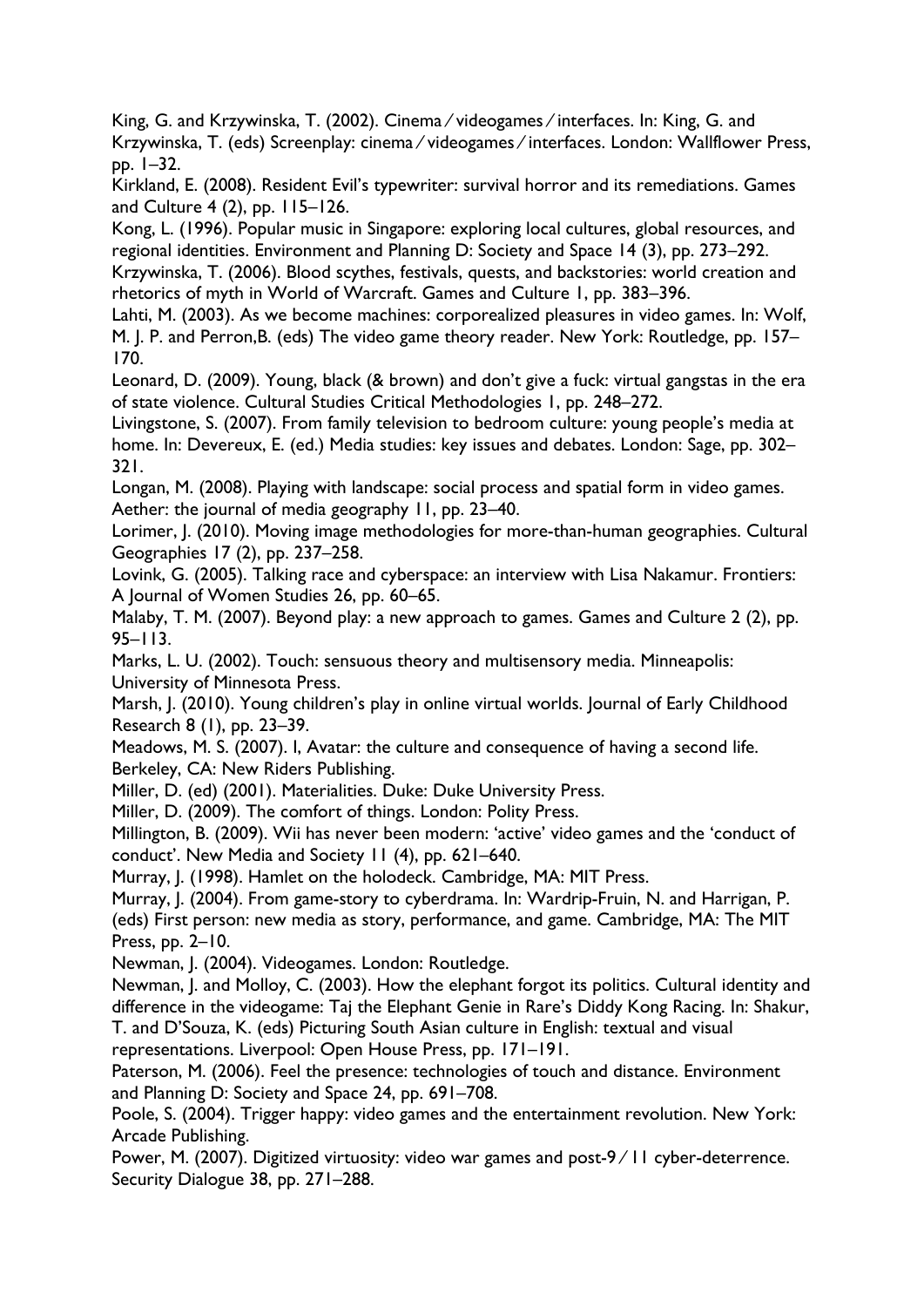King, G. and Krzywinska, T. (2002). Cinema ⁄ videogames ⁄ interfaces. In: King, G. and Krzywinska, T. (eds) Screenplay: cinema ⁄ videogames ⁄ interfaces. London: Wallflower Press, pp. 1–32.

Kirkland, E. (2008). Resident Evil's typewriter: survival horror and its remediations. Games and Culture 4 (2), pp. 115–126.

Kong, L. (1996). Popular music in Singapore: exploring local cultures, global resources, and regional identities. Environment and Planning D: Society and Space 14 (3), pp. 273–292.

Krzywinska, T. (2006). Blood scythes, festivals, quests, and backstories: world creation and rhetorics of myth in World of Warcraft. Games and Culture 1, pp. 383–396.

Lahti, M. (2003). As we become machines: corporealized pleasures in video games. In: Wolf, M. J. P. and Perron,B. (eds) The video game theory reader. New York: Routledge, pp. 157–170.

Leonard, D. (2009). Young, black (& brown) and don't give a fuck: virtual gangstas in the era of state violence. Cultural Studies Critical Methodologies 1, pp. 248–272.

Livingstone, S. (2007). From family television to bedroom culture: young people's media at home. In: Devereux, E. (ed.) Media studies: key issues and debates. London: Sage, pp. 302–321.

Longan, M. (2008). Playing with landscape: social process and spatial form in video games. Aether: the journal of media geography 11, pp. 23–40.

Lorimer, J. (2010). Moving image methodologies for more-than-human geographies. Cultural Geographies 17 (2), pp. 237–258.

Lovink, G. (2005). Talking race and cyberspace: an interview with Lisa Nakamur. Frontiers: A Journal of Women Studies 26, pp. 60–65.

Malaby, T. M. (2007). Beyond play: a new approach to games. Games and Culture 2 (2), pp. 95–113.

Marks, L. U. (2002). Touch: sensuous theory and multisensory media. Minneapolis: University of Minnesota Press.

Marsh, J. (2010). Young children's play in online virtual worlds. Journal of Early Childhood Research 8 (1), pp. 23–39.

Meadows, M. S. (2007). I, Avatar: the culture and consequence of having a second life. Berkeley, CA: New Riders Publishing.

Miller, D. (ed) (2001). Materialities. Duke: Duke University Press.

Miller, D. (2009). The comfort of things. London: Polity Press.

Millington, B. (2009). Wii has never been modern: 'active' video games and the 'conduct of conduct'. New Media and Society 11 (4), pp. 621–640.

Murray, J. (1998). Hamlet on the holodeck. Cambridge, MA: MIT Press.

Murray, J. (2004). From game-story to cyberdrama. In: Wardrip-Fruin, N. and Harrigan, P. (eds) First person: new media as story, performance, and game. Cambridge, MA: The MIT Press, pp. 2–10.

Newman, J. (2004). Videogames. London: Routledge.

Newman, J. and Molloy, C. (2003). How the elephant forgot its politics. Cultural identity and difference in the videogame: Taj the Elephant Genie in Rare's Diddy Kong Racing. In: Shakur, T. and D'Souza, K. (eds) Picturing South Asian culture in English: textual and visual representations. Liverpool: Open House Press, pp. 171–191.

Paterson, M. (2006). Feel the presence: technologies of touch and distance. Environment and Planning D: Society and Space 24, pp. 691–708.

Poole, S. (2004). Trigger happy: video games and the entertainment revolution. New York: Arcade Publishing.

Power, M. (2007). Digitized virtuosity: video war games and post-9 ⁄ 11 cyber-deterrence. Security Dialogue 38, pp. 271–288.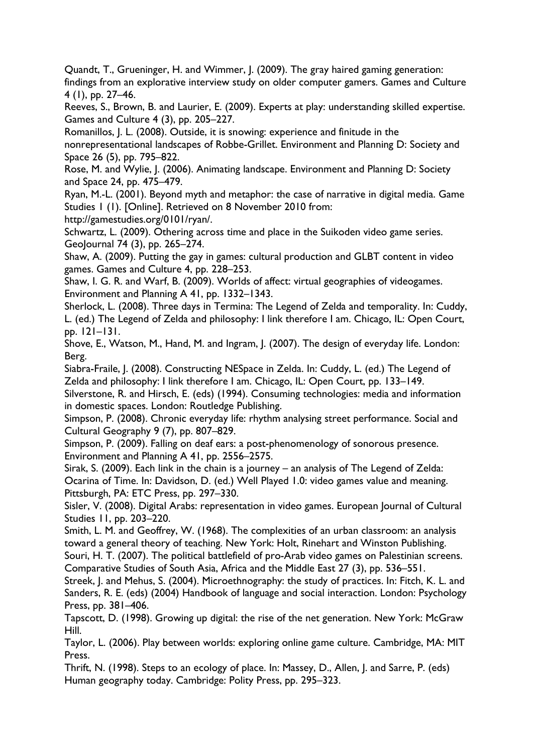Quandt, T., Grueninger, H. and Wimmer, J. (2009). The gray haired gaming generation: findings from an explorative interview study on older computer gamers. Games and Culture 4 (1), pp. 27–46.

Reeves, S., Brown, B. and Laurier, E. (2009). Experts at play: understanding skilled expertise. Games and Culture 4 (3), pp. 205–227.

Romanillos, J. L. (2008). Outside, it is snowing: experience and finitude in the nonrepresentational landscapes of Robbe-Grillet. Environment and Planning D: Society and Space 26 (5), pp. 795–822.

Rose, M. and Wylie, J. (2006). Animating landscape. Environment and Planning D: Society and Space 24, pp. 475–479.

Ryan, M.-L. (2001). Beyond myth and metaphor: the case of narrative in digital media. Game Studies 1 (1). [Online]. Retrieved on 8 November 2010 from: http://gamestudies.org/0101/ryan/.

Schwartz, L. (2009). Othering across time and place in the Suikoden video game series. GeoJournal 74 (3), pp. 265–274.

Shaw, A. (2009). Putting the gay in games: cultural production and GLBT content in video games. Games and Culture 4, pp. 228–253.

Shaw, I. G. R. and Warf, B. (2009). Worlds of affect: virtual geographies of videogames. Environment and Planning A 41, pp. 1332–1343.

Sherlock, L. (2008). Three days in Termina: The Legend of Zelda and temporality. In: Cuddy, L. (ed.) The Legend of Zelda and philosophy: I link therefore I am. Chicago, IL: Open Court, pp. 121–131.

Shove, E., Watson, M., Hand, M. and Ingram, J. (2007). The design of everyday life. London: Berg.

Siabra-Fraile, J. (2008). Constructing NESpace in Zelda. In: Cuddy, L. (ed.) The Legend of Zelda and philosophy: I link therefore I am. Chicago, IL: Open Court, pp. 133–149.

Silverstone, R. and Hirsch, E. (eds) (1994). Consuming technologies: media and information in domestic spaces. London: Routledge Publishing.

Simpson, P. (2008). Chronic everyday life: rhythm analysing street performance. Social and Cultural Geography 9 (7), pp. 807–829.

Simpson, P. (2009). Falling on deaf ears: a post-phenomenology of sonorous presence. Environment and Planning A 41, pp. 2556–2575.

Sirak, S. (2009). Each link in the chain is a journey – an analysis of The Legend of Zelda: Ocarina of Time. In: Davidson, D. (ed.) Well Played 1.0: video games value and meaning. Pittsburgh, PA: ETC Press, pp. 297–330.

Sisler, V. (2008). Digital Arabs: representation in video games. European Journal of Cultural Studies 11, pp. 203–220.

Smith, L. M. and Geoffrey, W. (1968). The complexities of an urban classroom: an analysis toward a general theory of teaching. New York: Holt, Rinehart and Winston Publishing.

Souri, H. T. (2007). The political battlefield of pro-Arab video games on Palestinian screens. Comparative Studies of South Asia, Africa and the Middle East 27 (3), pp. 536–551.

Streek, J. and Mehus, S. (2004). Microethnography: the study of practices. In: Fitch, K. L. and Sanders, R. E. (eds) (2004) Handbook of language and social interaction. London: Psychology Press, pp. 381–406.

Tapscott, D. (1998). Growing up digital: the rise of the net generation. New York: McGraw Hill.

Taylor, L. (2006). Play between worlds: exploring online game culture. Cambridge, MA: MIT Press.

Thrift, N. (1998). Steps to an ecology of place. In: Massey, D., Allen, J. and Sarre, P. (eds) Human geography today. Cambridge: Polity Press, pp. 295–323.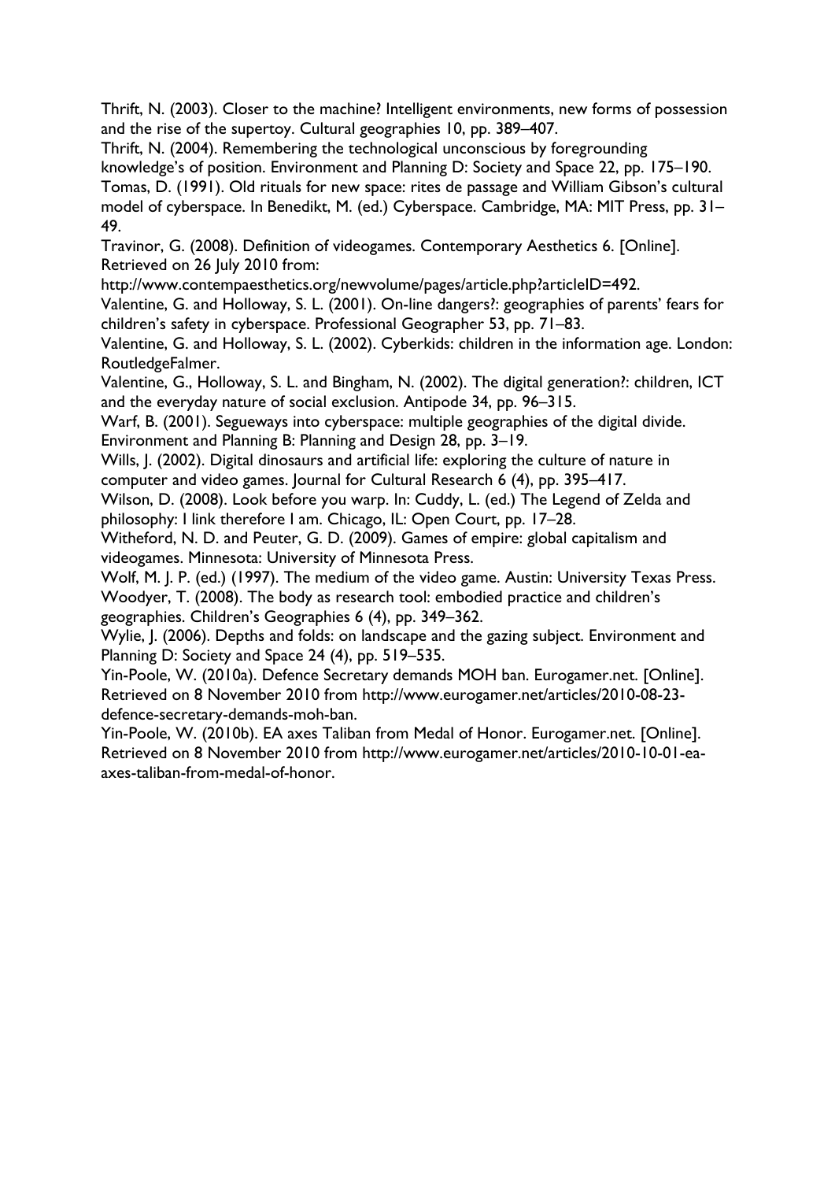Thrift, N. (2003). Closer to the machine? Intelligent environments, new forms of possession and the rise of the supertoy. Cultural geographies 10, pp. 389–407.

Thrift, N. (2004). Remembering the technological unconscious by foregrounding knowledge's of position. Environment and Planning D: Society and Space 22, pp. 175–190.

Tomas, D. (1991). Old rituals for new space: rites de passage and William Gibson's cultural model of cyberspace. In Benedikt, M. (ed.) Cyberspace. Cambridge, MA: MIT Press, pp. 31–49.

Travinor, G. (2008). Definition of videogames. Contemporary Aesthetics 6. [Online]. Retrieved on 26 July 2010 from: http://www.contempaesthetics.org/newvolume/pages/article.php?articleID=492.

Valentine, G. and Holloway, S. L. (2001). On-line dangers?: geographies of parents' fears for children's safety in cyberspace. Professional Geographer 53, pp. 71–83.

Valentine, G. and Holloway, S. L. (2002). Cyberkids: children in the information age. London: RoutledgeFalmer.

Valentine, G., Holloway, S. L. and Bingham, N. (2002). The digital generation?: children, ICT and the everyday nature of social exclusion. Antipode 34, pp. 96–315.

Warf, B. (2001). Segueways into cyberspace: multiple geographies of the digital divide. Environment and Planning B: Planning and Design 28, pp. 3–19.

Wills, J. (2002). Digital dinosaurs and artificial life: exploring the culture of nature in computer and video games. Journal for Cultural Research 6 (4), pp. 395–417.

Wilson, D. (2008). Look before you warp. In: Cuddy, L. (ed.) The Legend of Zelda and philosophy: I link therefore I am. Chicago, IL: Open Court, pp. 17–28.

Witheford, N. D. and Peuter, G. D. (2009). Games of empire: global capitalism and videogames. Minnesota: University of Minnesota Press.

Wolf, M. J. P. (ed.) (1997). The medium of the video game. Austin: University Texas Press.

Woodyer, T. (2008). The body as research tool: embodied practice and children's geographies. Children's Geographies 6 (4), pp. 349–362.

Wylie, J. (2006). Depths and folds: on landscape and the gazing subject. Environment and Planning D: Society and Space 24 (4), pp. 519–535.

Yin-Poole, W. (2010a). Defence Secretary demands MOH ban. Eurogamer.net. [Online]. Retrieved on 8 November 2010 from http://www.eurogamer.net/articles/2010-08-23-defence-secretary-demands-moh-ban.

Yin-Poole, W. (2010b). EA axes Taliban from Medal of Honor. Eurogamer.net. [Online]. Retrieved on 8 November 2010 from http://www.eurogamer.net/articles/2010-10-01-ea-axes-taliban-from-medal-of-honor.